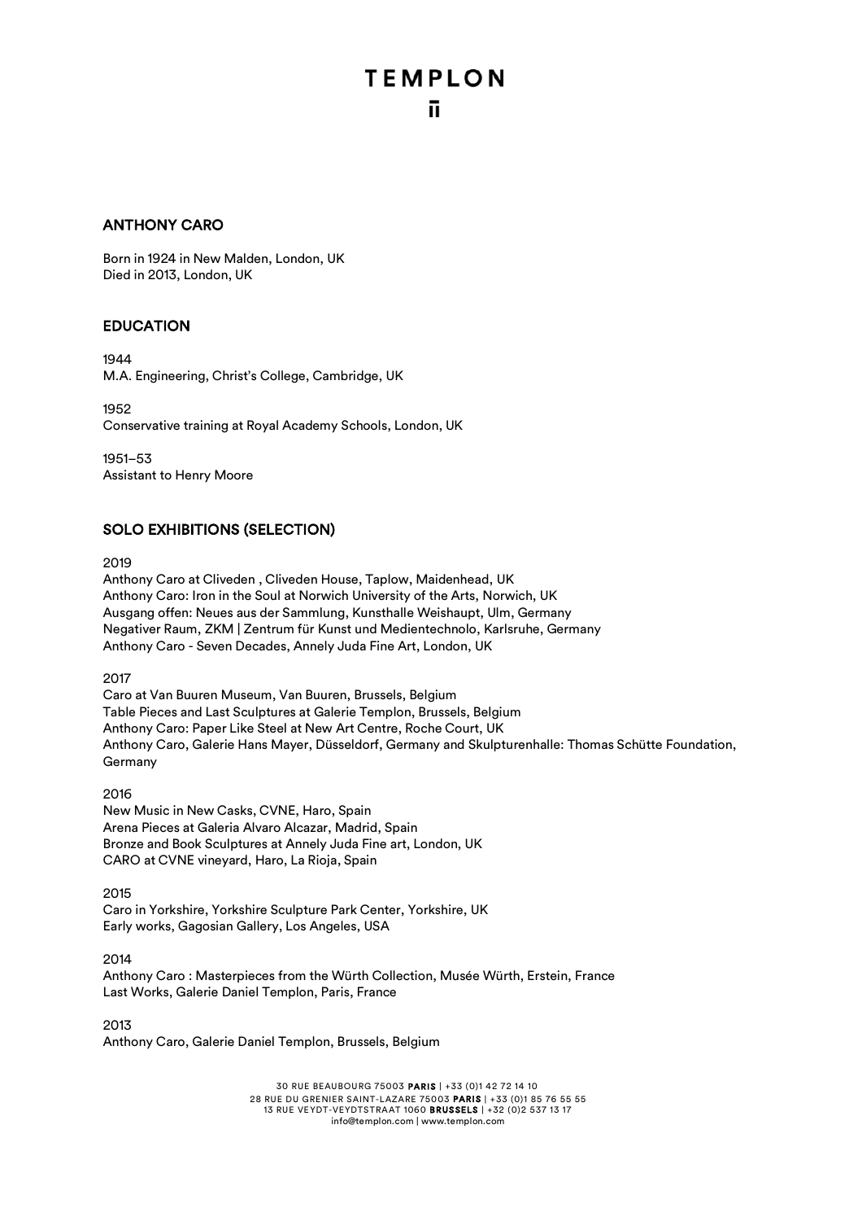# ANTHONY CARO

Born in 1924 in New Malden, London, UK
Died in 2013, London, UK

## EDUCATION

1944
M.A. Engineering, Christ's College, Cambridge, UK

1952
Conservative training at Royal Academy Schools, London, UK

1951–53
Assistant to Henry Moore

## SOLO EXHIBITIONS (SELECTION)

2019
Anthony Caro at Cliveden , Cliveden House, Taplow, Maidenhead, UK
Anthony Caro: Iron in the Soul at Norwich University of the Arts, Norwich, UK
Ausgang offen: Neues aus der Sammlung, Kunsthalle Weishaupt, Ulm, Germany
Negativer Raum, ZKM | Zentrum für Kunst und Medientechnolo, Karlsruhe, Germany
Anthony Caro - Seven Decades, Annely Juda Fine Art, London, UK

2017
Caro at Van Buuren Museum, Van Buuren, Brussels, Belgium
Table Pieces and Last Sculptures at Galerie Templon, Brussels, Belgium
Anthony Caro: Paper Like Steel at New Art Centre, Roche Court, UK
Anthony Caro, Galerie Hans Mayer, Düsseldorf, Germany and Skulpturenhalle: Thomas Schütte Foundation, Germany

2016
New Music in New Casks, CVNE, Haro, Spain
Arena Pieces at Galeria Alvaro Alcazar, Madrid, Spain
Bronze and Book Sculptures at Annely Juda Fine art, London, UK
CARO at CVNE vineyard, Haro, La Rioja, Spain

2015
Caro in Yorkshire, Yorkshire Sculpture Park Center, Yorkshire, UK
Early works, Gagosian Gallery, Los Angeles, USA

2014
Anthony Caro : Masterpieces from the Würth Collection, Musée Würth, Erstein, France
Last Works, Galerie Daniel Templon, Paris, France

2013
Anthony Caro, Galerie Daniel Templon, Brussels, Belgium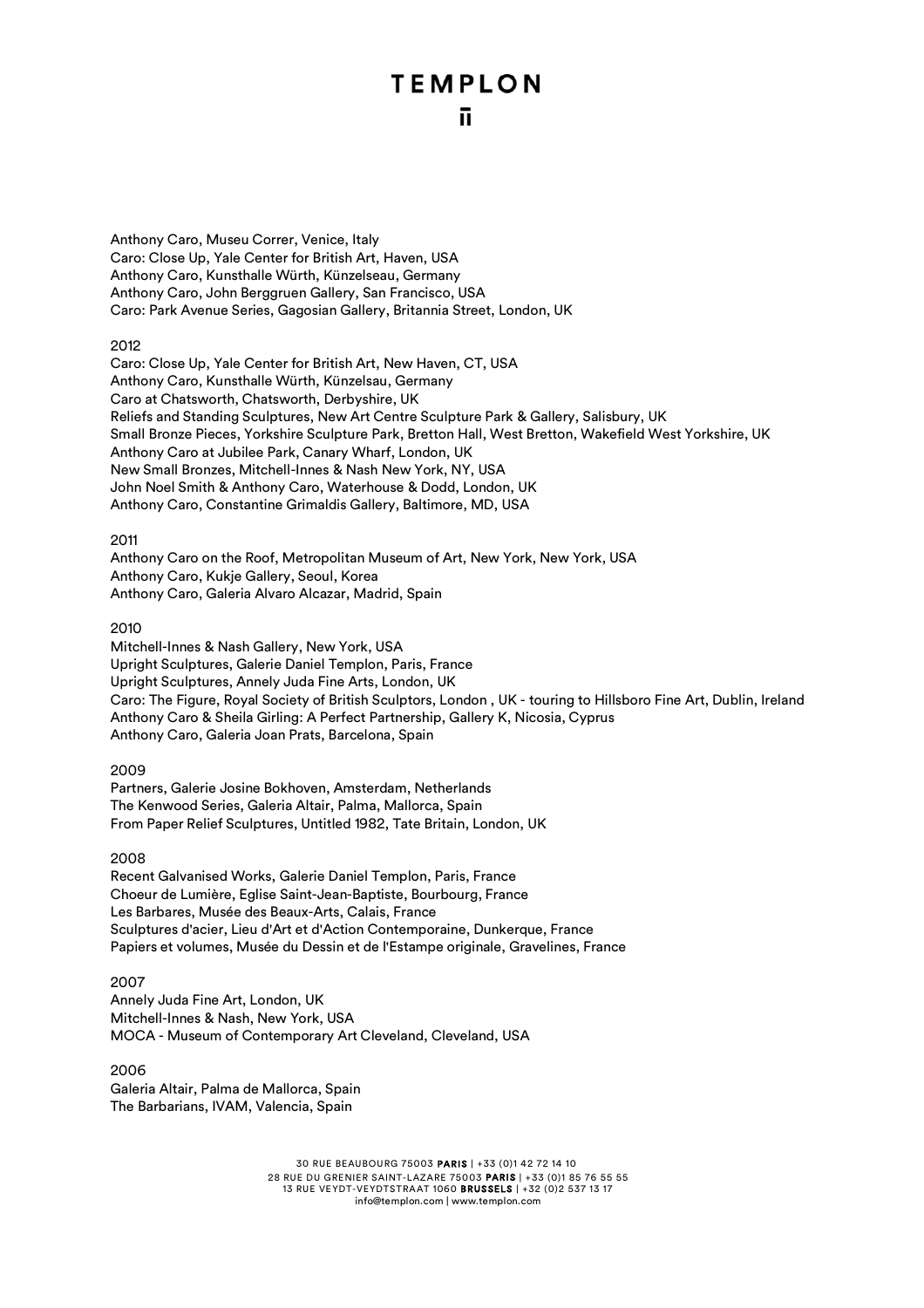Anthony Caro, Museu Correr, Venice, Italy
Caro: Close Up, Yale Center for British Art, Haven, USA
Anthony Caro, Kunsthalle Würth, Künzelseau, Germany
Anthony Caro, John Berggruen Gallery, San Francisco, USA
Caro: Park Avenue Series, Gagosian Gallery, Britannia Street, London, UK

2012
Caro: Close Up, Yale Center for British Art, New Haven, CT, USA
Anthony Caro, Kunsthalle Würth, Künzelsau, Germany
Caro at Chatsworth, Chatsworth, Derbyshire, UK
Reliefs and Standing Sculptures, New Art Centre Sculpture Park & Gallery, Salisbury, UK
Small Bronze Pieces, Yorkshire Sculpture Park, Bretton Hall, West Bretton, Wakefield West Yorkshire, UK
Anthony Caro at Jubilee Park, Canary Wharf, London, UK
New Small Bronzes, Mitchell-Innes & Nash New York, NY, USA
John Noel Smith & Anthony Caro, Waterhouse & Dodd, London, UK
Anthony Caro, Constantine Grimaldis Gallery, Baltimore, MD, USA

2011
Anthony Caro on the Roof, Metropolitan Museum of Art, New York, New York, USA
Anthony Caro, Kukje Gallery, Seoul, Korea
Anthony Caro, Galeria Alvaro Alcazar, Madrid, Spain

2010
Mitchell-Innes & Nash Gallery, New York, USA
Upright Sculptures, Galerie Daniel Templon, Paris, France
Upright Sculptures, Annely Juda Fine Arts, London, UK
Caro: The Figure, Royal Society of British Sculptors, London , UK - touring to Hillsboro Fine Art, Dublin, Ireland
Anthony Caro & Sheila Girling: A Perfect Partnership, Gallery K, Nicosia, Cyprus
Anthony Caro, Galeria Joan Prats, Barcelona, Spain

2009
Partners, Galerie Josine Bokhoven, Amsterdam, Netherlands
The Kenwood Series, Galeria Altair, Palma, Mallorca, Spain
From Paper Relief Sculptures, Untitled 1982, Tate Britain, London, UK

2008
Recent Galvanised Works, Galerie Daniel Templon, Paris, France
Choeur de Lumière, Eglise Saint-Jean-Baptiste, Bourbourg, France
Les Barbares, Musée des Beaux-Arts, Calais, France
Sculptures d'acier, Lieu d'Art et d'Action Contemporaine, Dunkerque, France
Papiers et volumes, Musée du Dessin et de l'Estampe originale, Gravelines, France

2007
Annely Juda Fine Art, London, UK
Mitchell-Innes & Nash, New York, USA
MOCA - Museum of Contemporary Art Cleveland, Cleveland, USA

2006
Galeria Altair, Palma de Mallorca, Spain
The Barbarians, IVAM, Valencia, Spain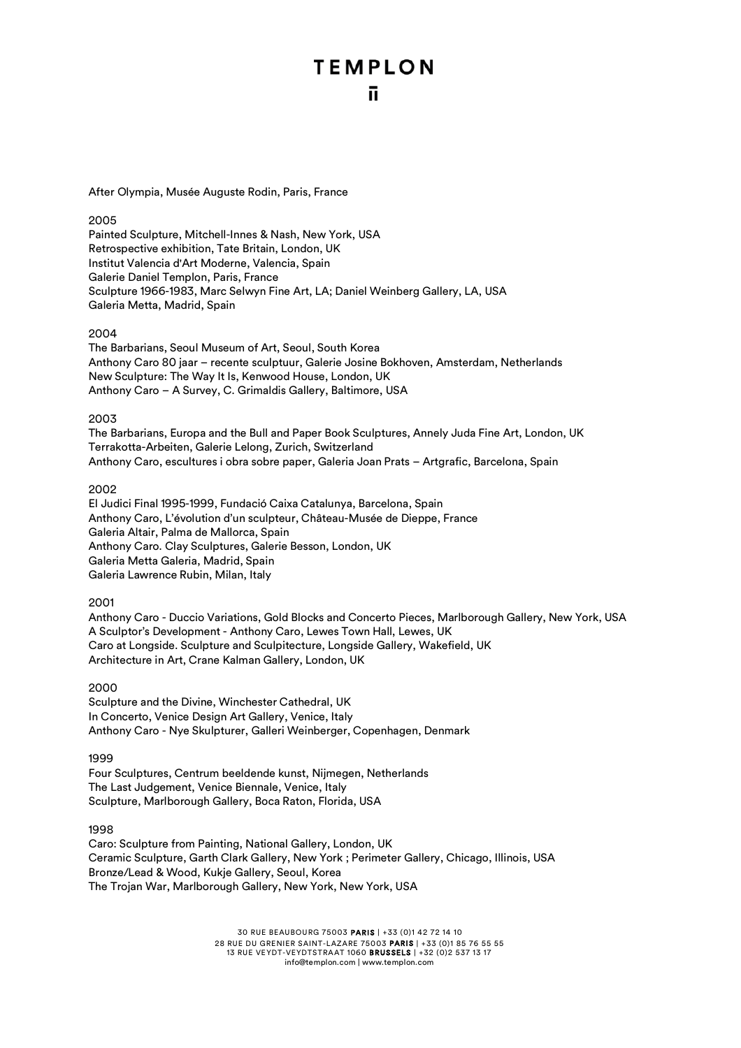After Olympia, Musée Auguste Rodin, Paris, France

2005

Painted Sculpture, Mitchell-Innes & Nash, New York, USA
Retrospective exhibition, Tate Britain, London, UK
Institut Valencia d'Art Moderne, Valencia, Spain
Galerie Daniel Templon, Paris, France
Sculpture 1966-1983, Marc Selwyn Fine Art, LA; Daniel Weinberg Gallery, LA, USA
Galeria Metta, Madrid, Spain

2004

The Barbarians, Seoul Museum of Art, Seoul, South Korea
Anthony Caro 80 jaar – recente sculptuur, Galerie Josine Bokhoven, Amsterdam, Netherlands
New Sculpture: The Way It Is, Kenwood House, London, UK
Anthony Caro – A Survey, C. Grimaldis Gallery, Baltimore, USA

2003

The Barbarians, Europa and the Bull and Paper Book Sculptures, Annely Juda Fine Art, London, UK
Terrakotta-Arbeiten, Galerie Lelong, Zurich, Switzerland
Anthony Caro, escultures i obra sobre paper, Galeria Joan Prats – Artgrafic, Barcelona, Spain

2002

El Judici Final 1995-1999, Fundació Caixa Catalunya, Barcelona, Spain
Anthony Caro, L'évolution d'un sculpteur, Château-Musée de Dieppe, France
Galeria Altair, Palma de Mallorca, Spain
Anthony Caro. Clay Sculptures, Galerie Besson, London, UK
Galeria Metta Galeria, Madrid, Spain
Galeria Lawrence Rubin, Milan, Italy

2001

Anthony Caro - Duccio Variations, Gold Blocks and Concerto Pieces, Marlborough Gallery, New York, USA
A Sculptor's Development - Anthony Caro, Lewes Town Hall, Lewes, UK
Caro at Longside. Sculpture and Sculpitecture, Longside Gallery, Wakefield, UK
Architecture in Art, Crane Kalman Gallery, London, UK

2000

Sculpture and the Divine, Winchester Cathedral, UK
In Concerto, Venice Design Art Gallery, Venice, Italy
Anthony Caro - Nye Skulpturer, Galleri Weinberger, Copenhagen, Denmark

1999

Four Sculptures, Centrum beeldende kunst, Nijmegen, Netherlands
The Last Judgement, Venice Biennale, Venice, Italy
Sculpture, Marlborough Gallery, Boca Raton, Florida, USA

1998

Caro: Sculpture from Painting, National Gallery, London, UK
Ceramic Sculpture, Garth Clark Gallery, New York ; Perimeter Gallery, Chicago, Illinois, USA
Bronze/Lead & Wood, Kukje Gallery, Seoul, Korea
The Trojan War, Marlborough Gallery, New York, New York, USA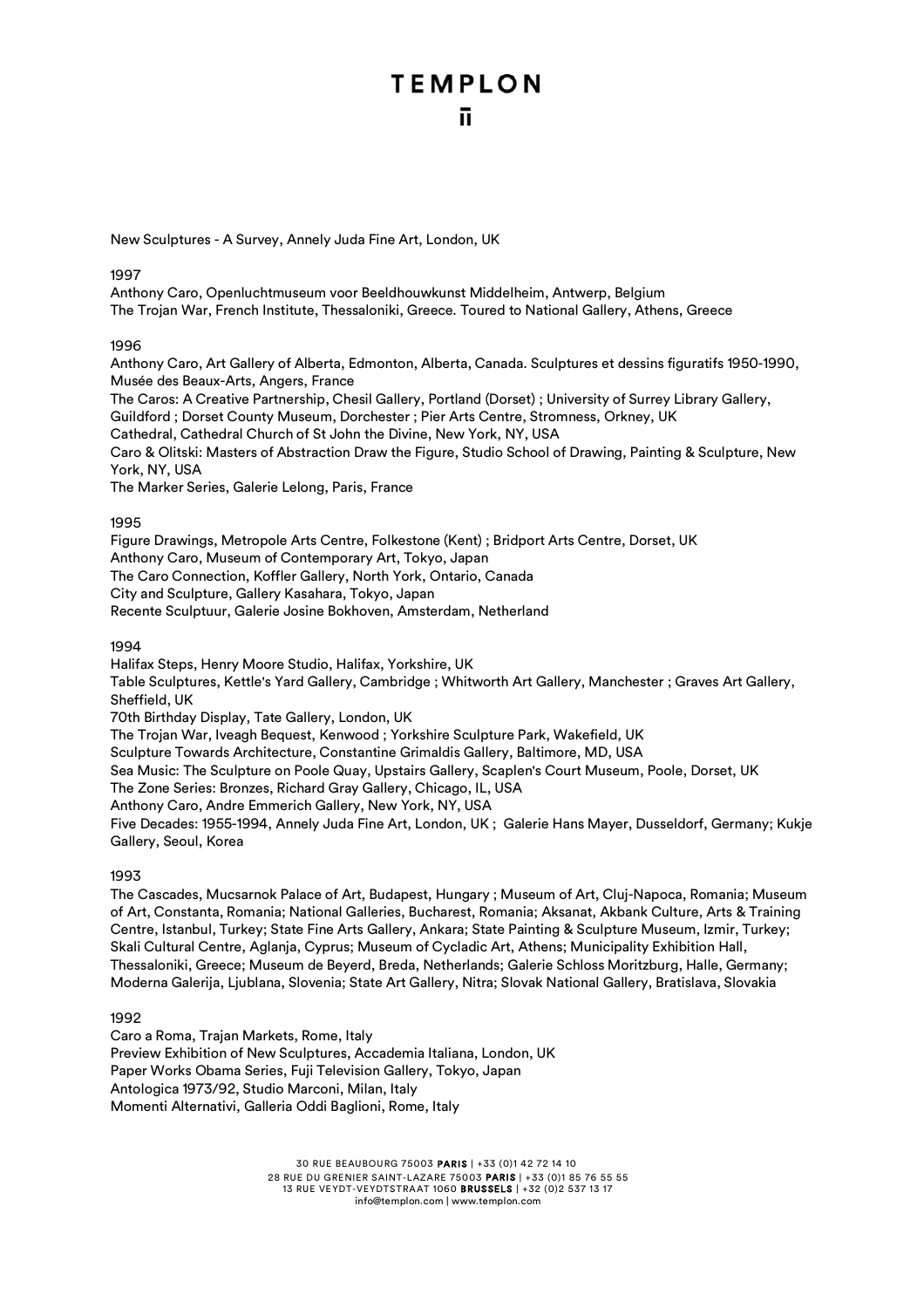New Sculptures - A Survey, Annely Juda Fine Art, London, UK

1997

Anthony Caro, Openluchtmuseum voor Beeldhouwkunst Middelheim, Antwerp, Belgium
The Trojan War, French Institute, Thessaloniki, Greece. Toured to National Gallery, Athens, Greece

1996

Anthony Caro, Art Gallery of Alberta, Edmonton, Alberta, Canada. Sculptures et dessins figuratifs 1950-1990, Musée des Beaux-Arts, Angers, France
The Caros: A Creative Partnership, Chesil Gallery, Portland (Dorset) ; University of Surrey Library Gallery, Guildford ; Dorset County Museum, Dorchester ; Pier Arts Centre, Stromness, Orkney, UK
Cathedral, Cathedral Church of St John the Divine, New York, NY, USA
Caro & Olitski: Masters of Abstraction Draw the Figure, Studio School of Drawing, Painting & Sculpture, New York, NY, USA
The Marker Series, Galerie Lelong, Paris, France

1995

Figure Drawings, Metropole Arts Centre, Folkestone (Kent) ; Bridport Arts Centre, Dorset, UK
Anthony Caro, Museum of Contemporary Art, Tokyo, Japan
The Caro Connection, Koffler Gallery, North York, Ontario, Canada
City and Sculpture, Gallery Kasahara, Tokyo, Japan
Recente Sculptuur, Galerie Josine Bokhoven, Amsterdam, Netherland

1994

Halifax Steps, Henry Moore Studio, Halifax, Yorkshire, UK
Table Sculptures, Kettle's Yard Gallery, Cambridge ; Whitworth Art Gallery, Manchester ; Graves Art Gallery, Sheffield, UK
70th Birthday Display, Tate Gallery, London, UK
The Trojan War, Iveagh Bequest, Kenwood ; Yorkshire Sculpture Park, Wakefield, UK
Sculpture Towards Architecture, Constantine Grimaldis Gallery, Baltimore, MD, USA
Sea Music: The Sculpture on Poole Quay, Upstairs Gallery, Scaplen's Court Museum, Poole, Dorset, UK
The Zone Series: Bronzes, Richard Gray Gallery, Chicago, IL, USA
Anthony Caro, Andre Emmerich Gallery, New York, NY, USA
Five Decades: 1955-1994, Annely Juda Fine Art, London, UK ;  Galerie Hans Mayer, Dusseldorf, Germany; Kukje Gallery, Seoul, Korea

1993

The Cascades, Mucsarnok Palace of Art, Budapest, Hungary ; Museum of Art, Cluj-Napoca, Romania; Museum of Art, Constanta, Romania; National Galleries, Bucharest, Romania; Aksanat, Akbank Culture, Arts & Training Centre, Istanbul, Turkey; State Fine Arts Gallery, Ankara; State Painting & Sculpture Museum, Izmir, Turkey; Skali Cultural Centre, Aglanja, Cyprus; Museum of Cycladic Art, Athens; Municipality Exhibition Hall, Thessaloniki, Greece; Museum de Beyerd, Breda, Netherlands; Galerie Schloss Moritzburg, Halle, Germany; Moderna Galerija, Ljublana, Slovenia; State Art Gallery, Nitra; Slovak National Gallery, Bratislava, Slovakia

1992

Caro a Roma, Trajan Markets, Rome, Italy
Preview Exhibition of New Sculptures, Accademia Italiana, London, UK
Paper Works Obama Series, Fuji Television Gallery, Tokyo, Japan
Antologica 1973/92, Studio Marconi, Milan, Italy
Momenti Alternativi, Galleria Oddi Baglioni, Rome, Italy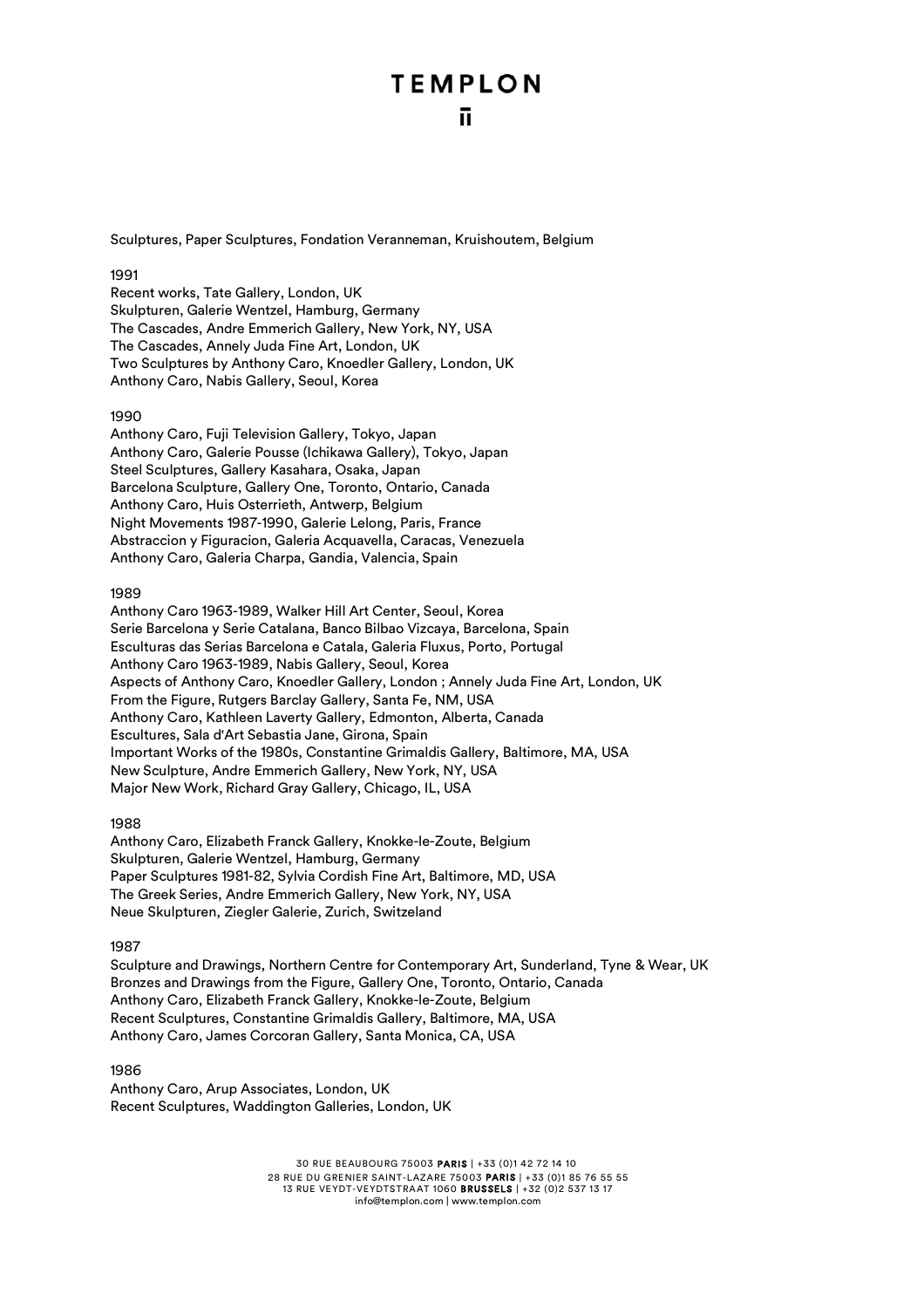Sculptures, Paper Sculptures, Fondation Veranneman, Kruishoutem, Belgium

1991

Recent works, Tate Gallery, London, UK
Skulpturen, Galerie Wentzel, Hamburg, Germany
The Cascades, Andre Emmerich Gallery, New York, NY, USA
The Cascades, Annely Juda Fine Art, London, UK
Two Sculptures by Anthony Caro, Knoedler Gallery, London, UK
Anthony Caro, Nabis Gallery, Seoul, Korea

1990

Anthony Caro, Fuji Television Gallery, Tokyo, Japan
Anthony Caro, Galerie Pousse (Ichikawa Gallery), Tokyo, Japan
Steel Sculptures, Gallery Kasahara, Osaka, Japan
Barcelona Sculpture, Gallery One, Toronto, Ontario, Canada
Anthony Caro, Huis Osterrieth, Antwerp, Belgium
Night Movements 1987-1990, Galerie Lelong, Paris, France
Abstraccion y Figuracion, Galeria Acquavella, Caracas, Venezuela
Anthony Caro, Galeria Charpa, Gandia, Valencia, Spain

1989

Anthony Caro 1963-1989, Walker Hill Art Center, Seoul, Korea
Serie Barcelona y Serie Catalana, Banco Bilbao Vizcaya, Barcelona, Spain
Esculturas das Serias Barcelona e Catala, Galeria Fluxus, Porto, Portugal
Anthony Caro 1963-1989, Nabis Gallery, Seoul, Korea
Aspects of Anthony Caro, Knoedler Gallery, London ; Annely Juda Fine Art, London, UK
From the Figure, Rutgers Barclay Gallery, Santa Fe, NM, USA
Anthony Caro, Kathleen Laverty Gallery, Edmonton, Alberta, Canada
Escultures, Sala d'Art Sebastia Jane, Girona, Spain
Important Works of the 1980s, Constantine Grimaldis Gallery, Baltimore, MA, USA
New Sculpture, Andre Emmerich Gallery, New York, NY, USA
Major New Work, Richard Gray Gallery, Chicago, IL, USA

1988

Anthony Caro, Elizabeth Franck Gallery, Knokke-le-Zoute, Belgium
Skulpturen, Galerie Wentzel, Hamburg, Germany
Paper Sculptures 1981-82, Sylvia Cordish Fine Art, Baltimore, MD, USA
The Greek Series, Andre Emmerich Gallery, New York, NY, USA
Neue Skulpturen, Ziegler Galerie, Zurich, Switzerland

1987

Sculpture and Drawings, Northern Centre for Contemporary Art, Sunderland, Tyne & Wear, UK
Bronzes and Drawings from the Figure, Gallery One, Toronto, Ontario, Canada
Anthony Caro, Elizabeth Franck Gallery, Knokke-le-Zoute, Belgium
Recent Sculptures, Constantine Grimaldis Gallery, Baltimore, MA, USA
Anthony Caro, James Corcoran Gallery, Santa Monica, CA, USA

1986

Anthony Caro, Arup Associates, London, UK
Recent Sculptures, Waddington Galleries, London, UK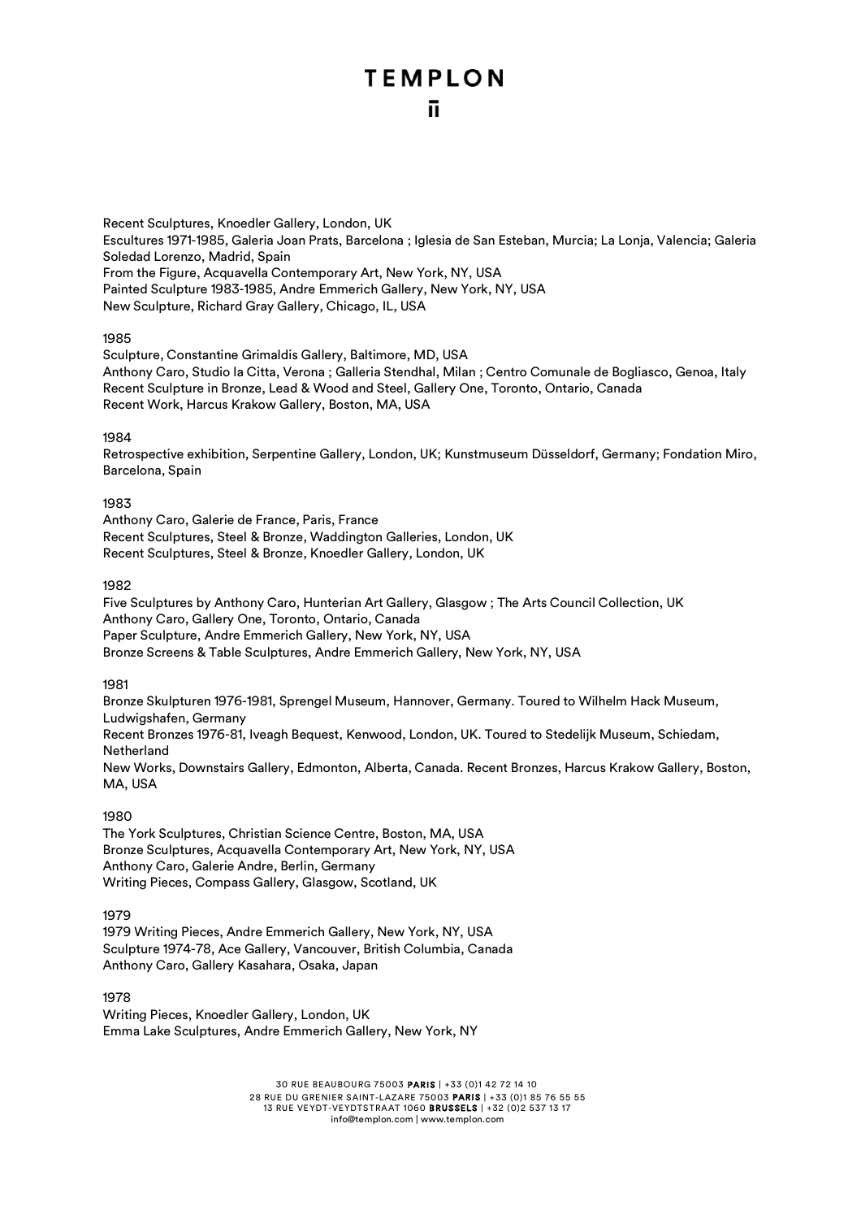Recent Sculptures, Knoedler Gallery, London, UK
Escultures 1971-1985, Galeria Joan Prats, Barcelona ; Iglesia de San Esteban, Murcia; La Lonja, Valencia; Galeria Soledad Lorenzo, Madrid, Spain
From the Figure, Acquavella Contemporary Art, New York, NY, USA
Painted Sculpture 1983-1985, Andre Emmerich Gallery, New York, NY, USA
New Sculpture, Richard Gray Gallery, Chicago, IL, USA

1985

Sculpture, Constantine Grimaldis Gallery, Baltimore, MD, USA
Anthony Caro, Studio la Citta, Verona ; Galleria Stendhal, Milan ; Centro Comunale de Bogliasco, Genoa, Italy
Recent Sculpture in Bronze, Lead & Wood and Steel, Gallery One, Toronto, Ontario, Canada
Recent Work, Harcus Krakow Gallery, Boston, MA, USA

1984

Retrospective exhibition, Serpentine Gallery, London, UK; Kunstmuseum Düsseldorf, Germany; Fondation Miro, Barcelona, Spain

1983

Anthony Caro, Galerie de France, Paris, France
Recent Sculptures, Steel & Bronze, Waddington Galleries, London, UK
Recent Sculptures, Steel & Bronze, Knoedler Gallery, London, UK

1982

Five Sculptures by Anthony Caro, Hunterian Art Gallery, Glasgow ; The Arts Council Collection, UK
Anthony Caro, Gallery One, Toronto, Ontario, Canada
Paper Sculpture, Andre Emmerich Gallery, New York, NY, USA
Bronze Screens & Table Sculptures, Andre Emmerich Gallery, New York, NY, USA

1981

Bronze Skulpturen 1976-1981, Sprengel Museum, Hannover, Germany. Toured to Wilhelm Hack Museum, Ludwigshafen, Germany
Recent Bronzes 1976-81, Iveagh Bequest, Kenwood, London, UK. Toured to Stedelijk Museum, Schiedam, Netherland
New Works, Downstairs Gallery, Edmonton, Alberta, Canada. Recent Bronzes, Harcus Krakow Gallery, Boston, MA, USA

1980

The York Sculptures, Christian Science Centre, Boston, MA, USA
Bronze Sculptures, Acquavella Contemporary Art, New York, NY, USA
Anthony Caro, Galerie Andre, Berlin, Germany
Writing Pieces, Compass Gallery, Glasgow, Scotland, UK

1979

1979 Writing Pieces, Andre Emmerich Gallery, New York, NY, USA
Sculpture 1974-78, Ace Gallery, Vancouver, British Columbia, Canada
Anthony Caro, Gallery Kasahara, Osaka, Japan

1978

Writing Pieces, Knoedler Gallery, London, UK
Emma Lake Sculptures, Andre Emmerich Gallery, New York, NY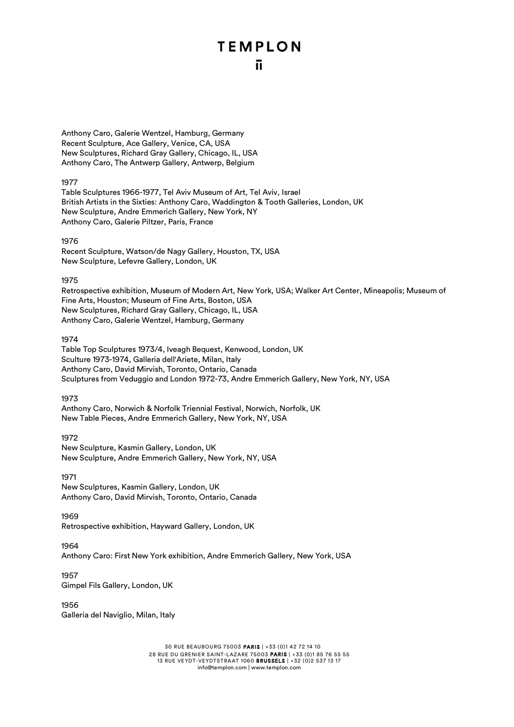Anthony Caro, Galerie Wentzel, Hamburg, Germany
Recent Sculpture, Ace Gallery, Venice, CA, USA
New Sculptures, Richard Gray Gallery, Chicago, IL, USA
Anthony Caro, The Antwerp Gallery, Antwerp, Belgium

1977
Table Sculptures 1966-1977, Tel Aviv Museum of Art, Tel Aviv, Israel
British Artists in the Sixties: Anthony Caro, Waddington & Tooth Galleries, London, UK
New Sculpture, Andre Emmerich Gallery, New York, NY
Anthony Caro, Galerie Piltzer, Paris, France

1976
Recent Sculpture, Watson/de Nagy Gallery, Houston, TX, USA
New Sculpture, Lefevre Gallery, London, UK

1975
Retrospective exhibition, Museum of Modern Art, New York, USA; Walker Art Center, Mineapolis; Museum of Fine Arts, Houston; Museum of Fine Arts, Boston, USA
New Sculptures, Richard Gray Gallery, Chicago, IL, USA
Anthony Caro, Galerie Wentzel, Hamburg, Germany

1974
Table Top Sculptures 1973/4, Iveagh Bequest, Kenwood, London, UK
Sculture 1973-1974, Galleria dell'Ariete, Milan, Italy
Anthony Caro, David Mirvish, Toronto, Ontario, Canada
Sculptures from Veduggio and London 1972-73, Andre Emmerich Gallery, New York, NY, USA

1973
Anthony Caro, Norwich & Norfolk Triennial Festival, Norwich, Norfolk, UK
New Table Pieces, Andre Emmerich Gallery, New York, NY, USA

1972
New Sculpture, Kasmin Gallery, London, UK
New Sculpture, Andre Emmerich Gallery, New York, NY, USA

1971
New Sculptures, Kasmin Gallery, London, UK
Anthony Caro, David Mirvish, Toronto, Ontario, Canada

1969
Retrospective exhibition, Hayward Gallery, London, UK

1964
Anthony Caro: First New York exhibition, Andre Emmerich Gallery, New York, USA

1957
Gimpel Fils Gallery, London, UK

1956
Galleria del Naviglio, Milan, Italy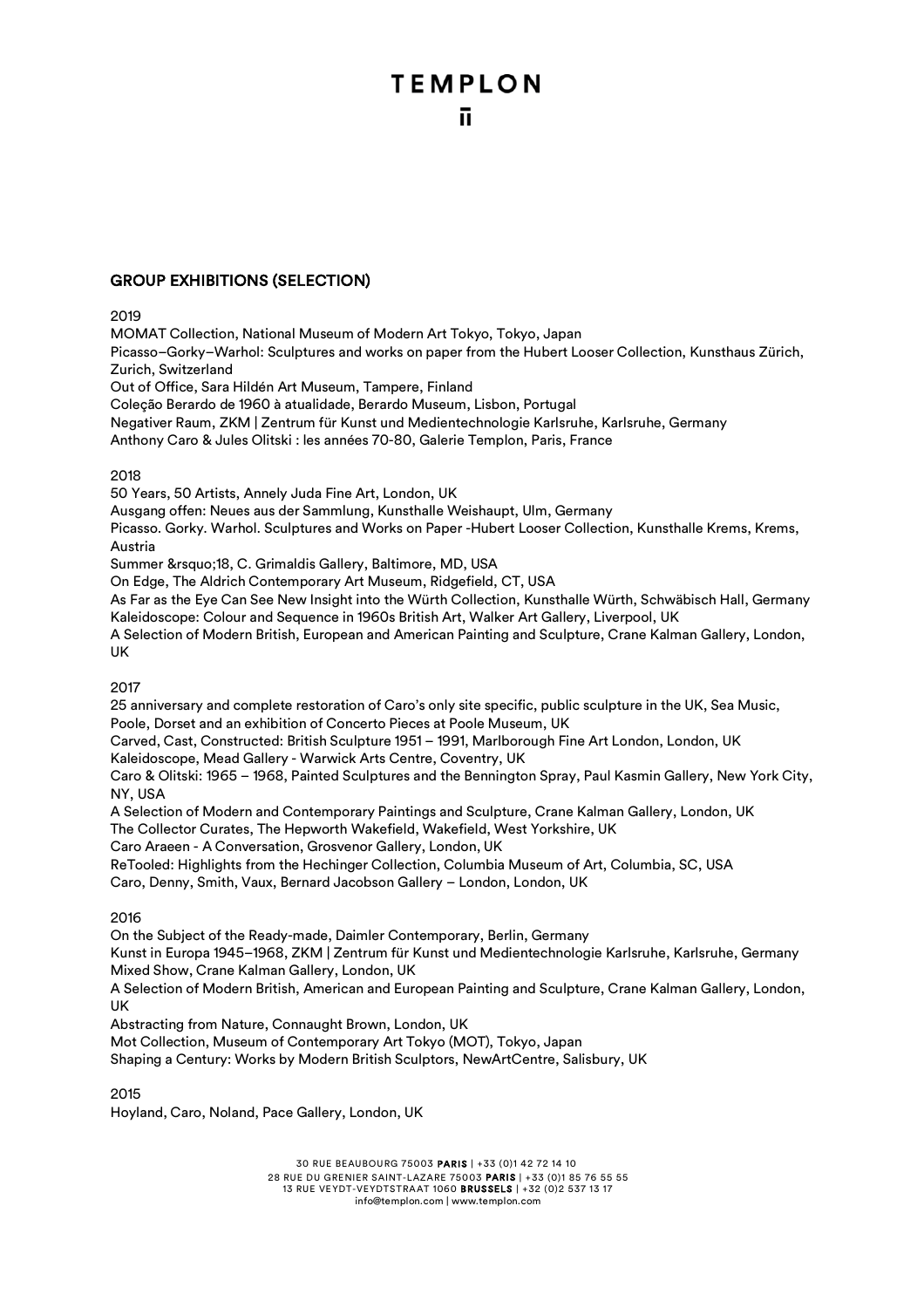## GROUP EXHIBITIONS (SELECTION)

2019

MOMAT Collection, National Museum of Modern Art Tokyo, Tokyo, Japan
Picasso–Gorky–Warhol: Sculptures and works on paper from the Hubert Looser Collection, Kunsthaus Zürich, Zurich, Switzerland
Out of Office, Sara Hildén Art Museum, Tampere, Finland
Coleção Berardo de 1960 à atualidade, Berardo Museum, Lisbon, Portugal
Negativer Raum, ZKM | Zentrum für Kunst und Medientechnologie Karlsruhe, Karlsruhe, Germany
Anthony Caro & Jules Olitski : les années 70-80, Galerie Templon, Paris, France

2018

50 Years, 50 Artists, Annely Juda Fine Art, London, UK
Ausgang offen: Neues aus der Sammlung, Kunsthalle Weishaupt, Ulm, Germany
Picasso. Gorky. Warhol. Sculptures and Works on Paper -Hubert Looser Collection, Kunsthalle Krems, Krems, Austria
Summer &rsquo;18, C. Grimaldis Gallery, Baltimore, MD, USA
On Edge, The Aldrich Contemporary Art Museum, Ridgefield, CT, USA
As Far as the Eye Can See New Insight into the Würth Collection, Kunsthalle Würth, Schwäbisch Hall, Germany
Kaleidoscope: Colour and Sequence in 1960s British Art, Walker Art Gallery, Liverpool, UK
A Selection of Modern British, European and American Painting and Sculpture, Crane Kalman Gallery, London, UK

2017

25 anniversary and complete restoration of Caro's only site specific, public sculpture in the UK, Sea Music, Poole, Dorset and an exhibition of Concerto Pieces at Poole Museum, UK
Carved, Cast, Constructed: British Sculpture 1951 – 1991, Marlborough Fine Art London, London, UK
Kaleidoscope, Mead Gallery - Warwick Arts Centre, Coventry, UK
Caro & Olitski: 1965 – 1968, Painted Sculptures and the Bennington Spray, Paul Kasmin Gallery, New York City, NY, USA
A Selection of Modern and Contemporary Paintings and Sculpture, Crane Kalman Gallery, London, UK
The Collector Curates, The Hepworth Wakefield, Wakefield, West Yorkshire, UK
Caro Araeen - A Conversation, Grosvenor Gallery, London, UK
ReTooled: Highlights from the Hechinger Collection, Columbia Museum of Art, Columbia, SC, USA
Caro, Denny, Smith, Vaux, Bernard Jacobson Gallery – London, London, UK

2016

On the Subject of the Ready-made, Daimler Contemporary, Berlin, Germany
Kunst in Europa 1945–1968, ZKM | Zentrum für Kunst und Medientechnologie Karlsruhe, Karlsruhe, Germany
Mixed Show, Crane Kalman Gallery, London, UK
A Selection of Modern British, American and European Painting and Sculpture, Crane Kalman Gallery, London, UK
Abstracting from Nature, Connaught Brown, London, UK
Mot Collection, Museum of Contemporary Art Tokyo (MOT), Tokyo, Japan
Shaping a Century: Works by Modern British Sculptors, NewArtCentre, Salisbury, UK

2015

Hoyland, Caro, Noland, Pace Gallery, London, UK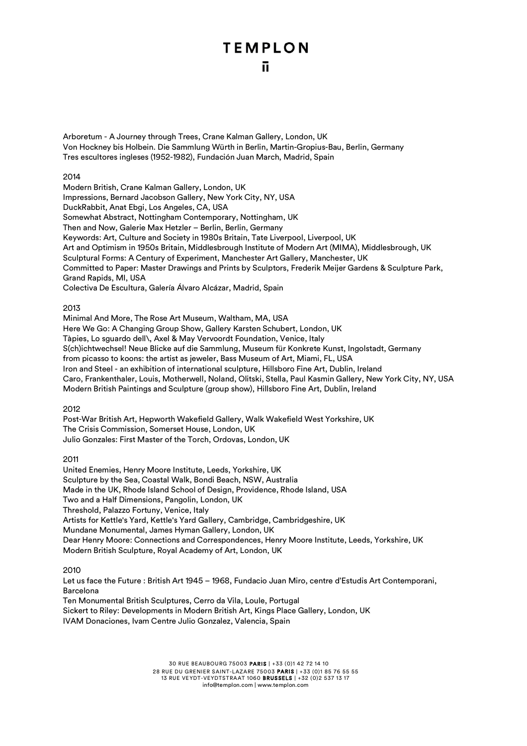Arboretum - A Journey through Trees, Crane Kalman Gallery, London, UK
Von Hockney bis Holbein. Die Sammlung Würth in Berlin, Martin-Gropius-Bau, Berlin, Germany
Tres escultores ingleses (1952-1982), Fundación Juan March, Madrid, Spain

2014

Modern British, Crane Kalman Gallery, London, UK
Impressions, Bernard Jacobson Gallery, New York City, NY, USA
DuckRabbit, Anat Ebgi, Los Angeles, CA, USA
Somewhat Abstract, Nottingham Contemporary, Nottingham, UK
Then and Now, Galerie Max Hetzler – Berlin, Berlin, Germany
Keywords: Art, Culture and Society in 1980s Britain, Tate Liverpool, Liverpool, UK
Art and Optimism in 1950s Britain, Middlesbrough Institute of Modern Art (MIMA), Middlesbrough, UK
Sculptural Forms: A Century of Experiment, Manchester Art Gallery, Manchester, UK
Committed to Paper: Master Drawings and Prints by Sculptors, Frederik Meijer Gardens & Sculpture Park, Grand Rapids, MI, USA
Colectiva De Escultura, Galería Álvaro Alcázar, Madrid, Spain

2013

Minimal And More, The Rose Art Museum, Waltham, MA, USA
Here We Go: A Changing Group Show, Gallery Karsten Schubert, London, UK
Tàpies, Lo sguardo dell\, Axel & May Vervoordt Foundation, Venice, Italy
S(ch)ichtwechsel! Neue Blicke auf die Sammlung, Museum für Konkrete Kunst, Ingolstadt, Germany
from picasso to koons: the artist as jeweler, Bass Museum of Art, Miami, FL, USA
Iron and Steel - an exhibition of international sculpture, Hillsboro Fine Art, Dublin, Ireland
Caro, Frankenthaler, Louis, Motherwell, Noland, Olitski, Stella, Paul Kasmin Gallery, New York City, NY, USA
Modern British Paintings and Sculpture (group show), Hillsboro Fine Art, Dublin, Ireland

2012

Post-War British Art, Hepworth Wakefield Gallery, Walk Wakefield West Yorkshire, UK
The Crisis Commission, Somerset House, London, UK
Julio Gonzales: First Master of the Torch, Ordovas, London, UK

2011

United Enemies, Henry Moore Institute, Leeds, Yorkshire, UK
Sculpture by the Sea, Coastal Walk, Bondi Beach, NSW, Australia
Made in the UK, Rhode Island School of Design, Providence, Rhode Island, USA
Two and a Half Dimensions, Pangolin, London, UK
Threshold, Palazzo Fortuny, Venice, Italy
Artists for Kettle's Yard, Kettle's Yard Gallery, Cambridge, Cambridgeshire, UK
Mundane Monumental, James Hyman Gallery, London, UK
Dear Henry Moore: Connections and Correspondences, Henry Moore Institute, Leeds, Yorkshire, UK
Modern British Sculpture, Royal Academy of Art, London, UK

2010

Let us face the Future : British Art 1945 – 1968, Fundacio Juan Miro, centre d'Estudis Art Contemporani, Barcelona
Ten Monumental British Sculptures, Cerro da Vila, Loule, Portugal
Sickert to Riley: Developments in Modern British Art, Kings Place Gallery, London, UK
IVAM Donaciones, Ivam Centre Julio Gonzalez, Valencia, Spain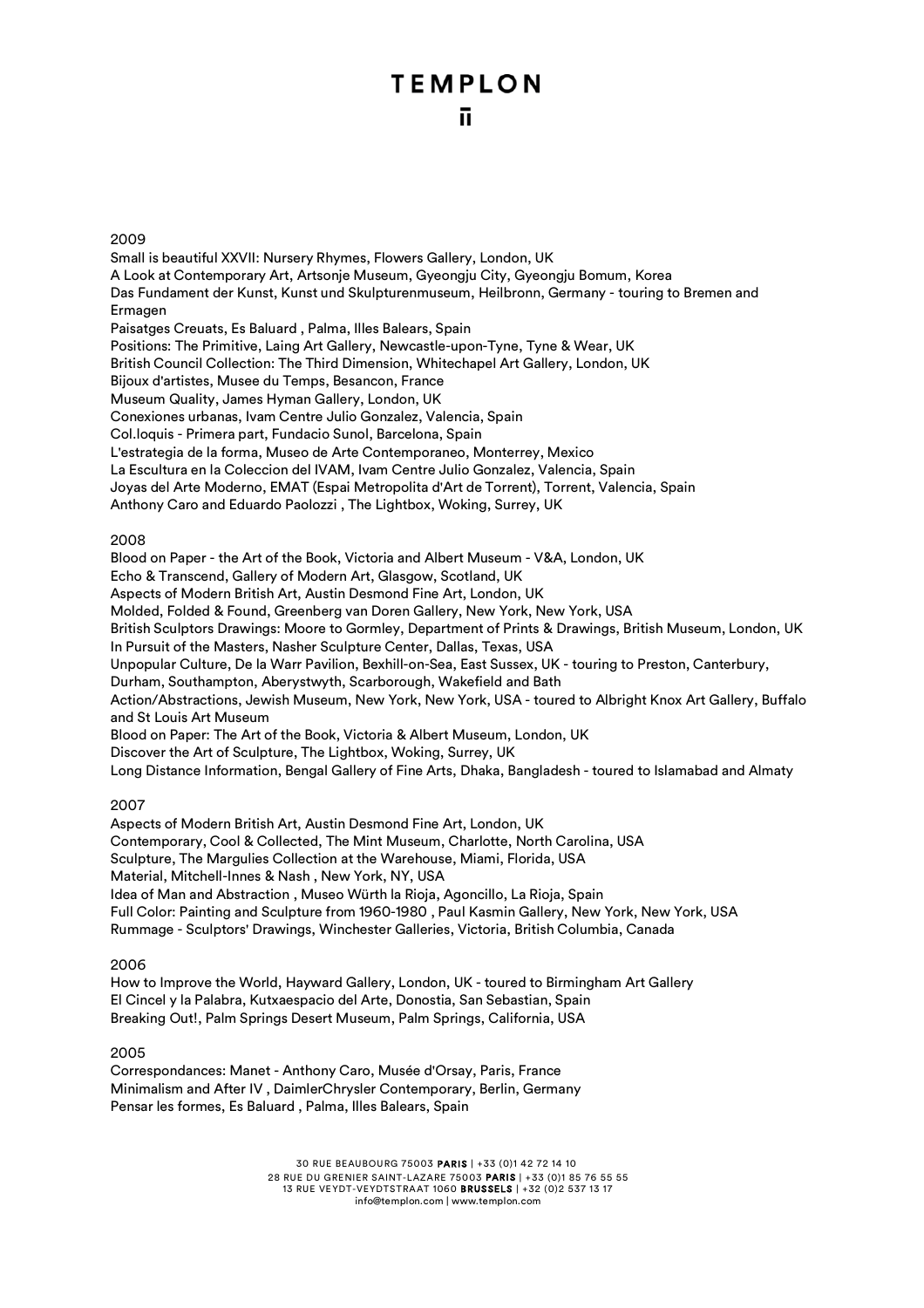## 2009

Small is beautiful XXVII: Nursery Rhymes, Flowers Gallery, London, UK
A Look at Contemporary Art, Artsonje Museum, Gyeongju City, Gyeongju Bomum, Korea
Das Fundament der Kunst, Kunst und Skulpturenmuseum, Heilbronn, Germany - touring to Bremen and Ermagen
Paisatges Creuats, Es Baluard , Palma, Illes Balears, Spain
Positions: The Primitive, Laing Art Gallery, Newcastle-upon-Tyne, Tyne & Wear, UK
British Council Collection: The Third Dimension, Whitechapel Art Gallery, London, UK
Bijoux d'artistes, Musee du Temps, Besancon, France
Museum Quality, James Hyman Gallery, London, UK
Conexiones urbanas, Ivam Centre Julio Gonzalez, Valencia, Spain
Col.loquis - Primera part, Fundacio Sunol, Barcelona, Spain
L'estrategia de la forma, Museo de Arte Contemporaneo, Monterrey, Mexico
La Escultura en la Coleccion del IVAM, Ivam Centre Julio Gonzalez, Valencia, Spain
Joyas del Arte Moderno, EMAT (Espai Metropolita d'Art de Torrent), Torrent, Valencia, Spain
Anthony Caro and Eduardo Paolozzi , The Lightbox, Woking, Surrey, UK

## 2008

Blood on Paper - the Art of the Book, Victoria and Albert Museum - V&A, London, UK
Echo & Transcend, Gallery of Modern Art, Glasgow, Scotland, UK
Aspects of Modern British Art, Austin Desmond Fine Art, London, UK
Molded, Folded & Found, Greenberg van Doren Gallery, New York, New York, USA
British Sculptors Drawings: Moore to Gormley, Department of Prints & Drawings, British Museum, London, UK
In Pursuit of the Masters, Nasher Sculpture Center, Dallas, Texas, USA
Unpopular Culture, De la Warr Pavilion, Bexhill-on-Sea, East Sussex, UK - touring to Preston, Canterbury, Durham, Southampton, Aberystwyth, Scarborough, Wakefield and Bath
Action/Abstractions, Jewish Museum, New York, New York, USA - toured to Albright Knox Art Gallery, Buffalo and St Louis Art Museum
Blood on Paper: The Art of the Book, Victoria & Albert Museum, London, UK
Discover the Art of Sculpture, The Lightbox, Woking, Surrey, UK
Long Distance Information, Bengal Gallery of Fine Arts, Dhaka, Bangladesh - toured to Islamabad and Almaty

## 2007

Aspects of Modern British Art, Austin Desmond Fine Art, London, UK
Contemporary, Cool & Collected, The Mint Museum, Charlotte, North Carolina, USA
Sculpture, The Margulies Collection at the Warehouse, Miami, Florida, USA
Material, Mitchell-Innes & Nash , New York, NY, USA
Idea of Man and Abstraction , Museo Würth la Rioja, Agoncillo, La Rioja, Spain
Full Color: Painting and Sculpture from 1960-1980 , Paul Kasmin Gallery, New York, New York, USA
Rummage - Sculptors' Drawings, Winchester Galleries, Victoria, British Columbia, Canada

## 2006

How to Improve the World, Hayward Gallery, London, UK - toured to Birmingham Art Gallery
El Cincel y la Palabra, Kutxaespacio del Arte, Donostia, San Sebastian, Spain
Breaking Out!, Palm Springs Desert Museum, Palm Springs, California, USA

## 2005

Correspondances: Manet - Anthony Caro, Musée d'Orsay, Paris, France
Minimalism and After IV , DaimlerChrysler Contemporary, Berlin, Germany
Pensar les formes, Es Baluard , Palma, Illes Balears, Spain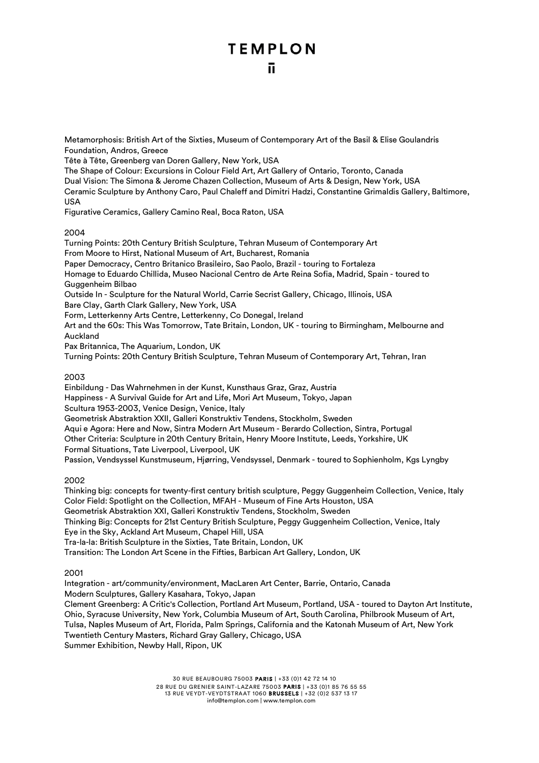Metamorphosis: British Art of the Sixties, Museum of Contemporary Art of the Basil & Elise Goulandris Foundation, Andros, Greece
Tête à Tête, Greenberg van Doren Gallery, New York, USA
The Shape of Colour: Excursions in Colour Field Art, Art Gallery of Ontario, Toronto, Canada
Dual Vision: The Simona & Jerome Chazen Collection, Museum of Arts & Design, New York, USA
Ceramic Sculpture by Anthony Caro, Paul Chaleff and Dimitri Hadzi, Constantine Grimaldis Gallery, Baltimore, USA
Figurative Ceramics, Gallery Camino Real, Boca Raton, USA

2004
Turning Points: 20th Century British Sculpture, Tehran Museum of Contemporary Art
From Moore to Hirst, National Museum of Art, Bucharest, Romania
Paper Democracy, Centro Britanico Brasileiro, Sao Paolo, Brazil - touring to Fortaleza
Homage to Eduardo Chillida, Museo Nacional Centro de Arte Reina Sofia, Madrid, Spain - toured to Guggenheim Bilbao
Outside In - Sculpture for the Natural World, Carrie Secrist Gallery, Chicago, Illinois, USA
Bare Clay, Garth Clark Gallery, New York, USA
Form, Letterkenny Arts Centre, Letterkenny, Co Donegal, Ireland
Art and the 60s: This Was Tomorrow, Tate Britain, London, UK - touring to Birmingham, Melbourne and Auckland
Pax Britannica, The Aquarium, London, UK
Turning Points: 20th Century British Sculpture, Tehran Museum of Contemporary Art, Tehran, Iran

2003
Einbildung - Das Wahrnehmen in der Kunst, Kunsthaus Graz, Graz, Austria
Happiness - A Survival Guide for Art and Life, Mori Art Museum, Tokyo, Japan
Scultura 1953-2003, Venice Design, Venice, Italy
Geometrisk Abstraktion XXII, Galleri Konstruktiv Tendens, Stockholm, Sweden
Aqui e Agora: Here and Now, Sintra Modern Art Museum - Berardo Collection, Sintra, Portugal
Other Criteria: Sculpture in 20th Century Britain, Henry Moore Institute, Leeds, Yorkshire, UK
Formal Situations, Tate Liverpool, Liverpool, UK
Passion, Vendsyssel Kunstmuseum, Hjørring, Vendsyssel, Denmark - toured to Sophienholm, Kgs Lyngby

2002
Thinking big: concepts for twenty-first century british sculpture, Peggy Guggenheim Collection, Venice, Italy
Color Field: Spotlight on the Collection, MFAH - Museum of Fine Arts Houston, USA
Geometrisk Abstraktion XXI, Galleri Konstruktiv Tendens, Stockholm, Sweden
Thinking Big: Concepts for 21st Century British Sculpture, Peggy Guggenheim Collection, Venice, Italy
Eye in the Sky, Ackland Art Museum, Chapel Hill, USA
Tra-la-la: British Sculpture in the Sixties, Tate Britain, London, UK
Transition: The London Art Scene in the Fifties, Barbican Art Gallery, London, UK

2001
Integration - art/community/environment, MacLaren Art Center, Barrie, Ontario, Canada
Modern Sculptures, Gallery Kasahara, Tokyo, Japan
Clement Greenberg: A Critic's Collection, Portland Art Museum, Portland, USA - toured to Dayton Art Institute, Ohio, Syracuse University, New York, Columbia Museum of Art, South Carolina, Philbrook Museum of Art, Tulsa, Naples Museum of Art, Florida, Palm Springs, California and the Katonah Museum of Art, New York
Twentieth Century Masters, Richard Gray Gallery, Chicago, USA
Summer Exhibition, Newby Hall, Ripon, UK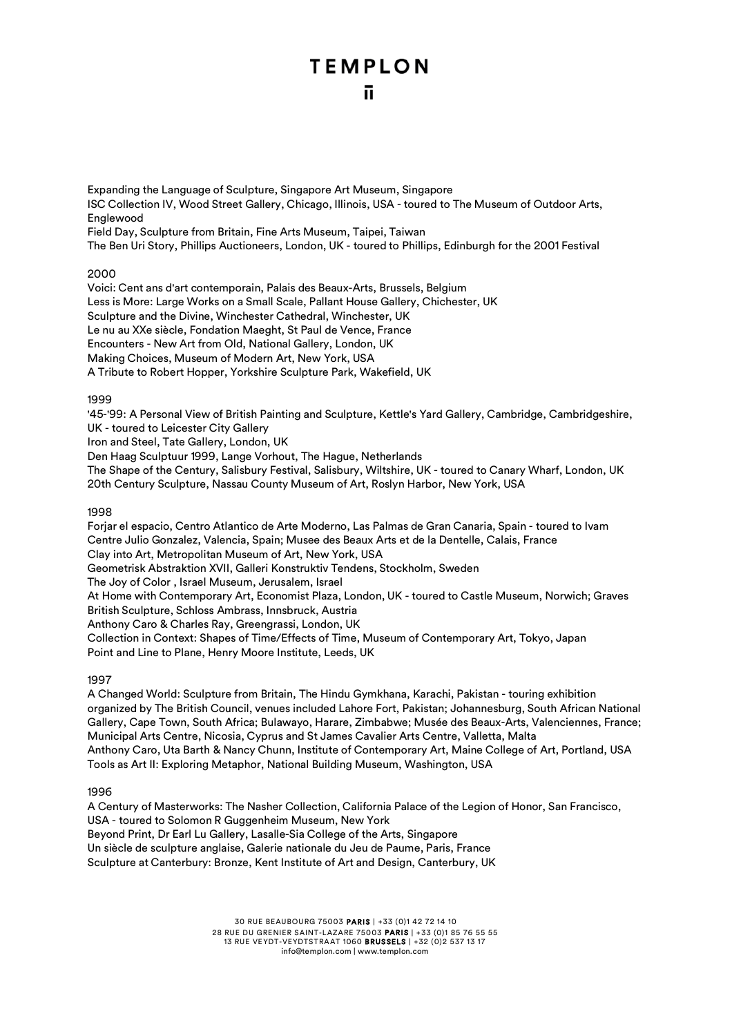Expanding the Language of Sculpture, Singapore Art Museum, Singapore
ISC Collection IV, Wood Street Gallery, Chicago, Illinois, USA - toured to The Museum of Outdoor Arts, Englewood
Field Day, Sculpture from Britain, Fine Arts Museum, Taipei, Taiwan
The Ben Uri Story, Phillips Auctioneers, London, UK - toured to Phillips, Edinburgh for the 2001 Festival

2000

Voici: Cent ans d'art contemporain, Palais des Beaux-Arts, Brussels, Belgium
Less is More: Large Works on a Small Scale, Pallant House Gallery, Chichester, UK
Sculpture and the Divine, Winchester Cathedral, Winchester, UK
Le nu au XXe siècle, Fondation Maeght, St Paul de Vence, France
Encounters - New Art from Old, National Gallery, London, UK
Making Choices, Museum of Modern Art, New York, USA
A Tribute to Robert Hopper, Yorkshire Sculpture Park, Wakefield, UK

1999

'45-'99: A Personal View of British Painting and Sculpture, Kettle's Yard Gallery, Cambridge, Cambridgeshire, UK - toured to Leicester City Gallery
Iron and Steel, Tate Gallery, London, UK
Den Haag Sculptuur 1999, Lange Vorhout, The Hague, Netherlands
The Shape of the Century, Salisbury Festival, Salisbury, Wiltshire, UK - toured to Canary Wharf, London, UK
20th Century Sculpture, Nassau County Museum of Art, Roslyn Harbor, New York, USA

1998

Forjar el espacio, Centro Atlantico de Arte Moderno, Las Palmas de Gran Canaria, Spain - toured to Ivam Centre Julio Gonzalez, Valencia, Spain; Musee des Beaux Arts et de la Dentelle, Calais, France
Clay into Art, Metropolitan Museum of Art, New York, USA
Geometrisk Abstraktion XVII, Galleri Konstruktiv Tendens, Stockholm, Sweden
The Joy of Color , Israel Museum, Jerusalem, Israel
At Home with Contemporary Art, Economist Plaza, London, UK - toured to Castle Museum, Norwich; Graves
British Sculpture, Schloss Ambrass, Innsbruck, Austria
Anthony Caro & Charles Ray, Greengrassi, London, UK
Collection in Context: Shapes of Time/Effects of Time, Museum of Contemporary Art, Tokyo, Japan
Point and Line to Plane, Henry Moore Institute, Leeds, UK

1997

A Changed World: Sculpture from Britain, The Hindu Gymkhana, Karachi, Pakistan - touring exhibition organized by The British Council, venues included Lahore Fort, Pakistan; Johannesburg, South African National Gallery, Cape Town, South Africa; Bulawayo, Harare, Zimbabwe; Musée des Beaux-Arts, Valenciennes, France; Municipal Arts Centre, Nicosia, Cyprus and St James Cavalier Arts Centre, Valletta, Malta
Anthony Caro, Uta Barth & Nancy Chunn, Institute of Contemporary Art, Maine College of Art, Portland, USA
Tools as Art II: Exploring Metaphor, National Building Museum, Washington, USA

1996

A Century of Masterworks: The Nasher Collection, California Palace of the Legion of Honor, San Francisco, USA - toured to Solomon R Guggenheim Museum, New York
Beyond Print, Dr Earl Lu Gallery, Lasalle-Sia College of the Arts, Singapore
Un siècle de sculpture anglaise, Galerie nationale du Jeu de Paume, Paris, France
Sculpture at Canterbury: Bronze, Kent Institute of Art and Design, Canterbury, UK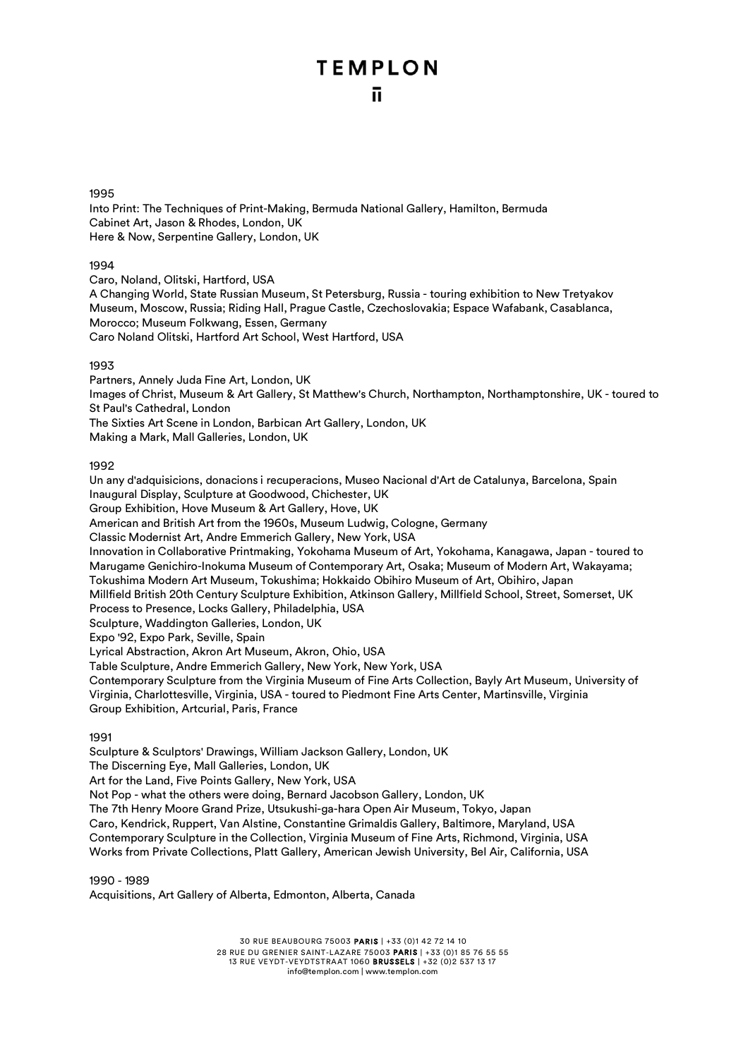1995

Into Print: The Techniques of Print-Making, Bermuda National Gallery, Hamilton, Bermuda
Cabinet Art, Jason & Rhodes, London, UK
Here & Now, Serpentine Gallery, London, UK

1994

Caro, Noland, Olitski, Hartford, USA
A Changing World, State Russian Museum, St Petersburg, Russia - touring exhibition to New Tretyakov Museum, Moscow, Russia; Riding Hall, Prague Castle, Czechoslovakia; Espace Wafabank, Casablanca, Morocco; Museum Folkwang, Essen, Germany
Caro Noland Olitski, Hartford Art School, West Hartford, USA

1993

Partners, Annely Juda Fine Art, London, UK
Images of Christ, Museum & Art Gallery, St Matthew's Church, Northampton, Northamptonshire, UK - toured to St Paul's Cathedral, London
The Sixties Art Scene in London, Barbican Art Gallery, London, UK
Making a Mark, Mall Galleries, London, UK

1992

Un any d'adquisicions, donacions i recuperacions, Museo Nacional d'Art de Catalunya, Barcelona, Spain
Inaugural Display, Sculpture at Goodwood, Chichester, UK
Group Exhibition, Hove Museum & Art Gallery, Hove, UK
American and British Art from the 1960s, Museum Ludwig, Cologne, Germany
Classic Modernist Art, Andre Emmerich Gallery, New York, USA
Innovation in Collaborative Printmaking, Yokohama Museum of Art, Yokohama, Kanagawa, Japan - toured to Marugame Genichiro-Inokuma Museum of Contemporary Art, Osaka; Museum of Modern Art, Wakayama; Tokushima Modern Art Museum, Tokushima; Hokkaido Obihiro Museum of Art, Obihiro, Japan
Millfield British 20th Century Sculpture Exhibition, Atkinson Gallery, Millfield School, Street, Somerset, UK
Process to Presence, Locks Gallery, Philadelphia, USA
Sculpture, Waddington Galleries, London, UK
Expo '92, Expo Park, Seville, Spain
Lyrical Abstraction, Akron Art Museum, Akron, Ohio, USA
Table Sculpture, Andre Emmerich Gallery, New York, New York, USA
Contemporary Sculpture from the Virginia Museum of Fine Arts Collection, Bayly Art Museum, University of Virginia, Charlottesville, Virginia, USA - toured to Piedmont Fine Arts Center, Martinsville, Virginia
Group Exhibition, Artcurial, Paris, France

1991

Sculpture & Sculptors' Drawings, William Jackson Gallery, London, UK
The Discerning Eye, Mall Galleries, London, UK
Art for the Land, Five Points Gallery, New York, USA
Not Pop - what the others were doing, Bernard Jacobson Gallery, London, UK
The 7th Henry Moore Grand Prize, Utsukushi-ga-hara Open Air Museum, Tokyo, Japan
Caro, Kendrick, Ruppert, Van Alstine, Constantine Grimaldis Gallery, Baltimore, Maryland, USA
Contemporary Sculpture in the Collection, Virginia Museum of Fine Arts, Richmond, Virginia, USA
Works from Private Collections, Platt Gallery, American Jewish University, Bel Air, California, USA

1990 - 1989

Acquisitions, Art Gallery of Alberta, Edmonton, Alberta, Canada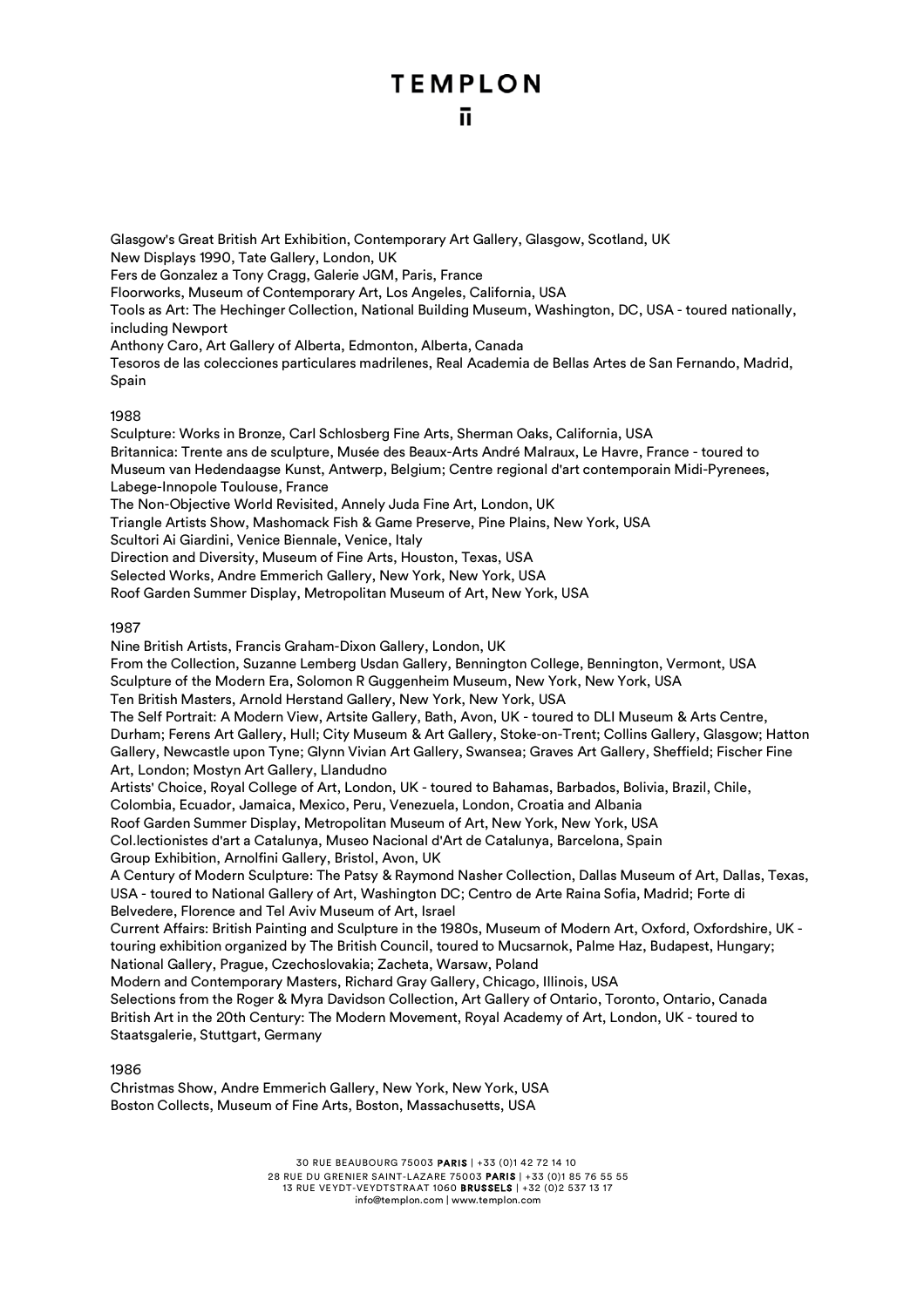Glasgow's Great British Art Exhibition, Contemporary Art Gallery, Glasgow, Scotland, UK
New Displays 1990, Tate Gallery, London, UK
Fers de Gonzalez a Tony Cragg, Galerie JGM, Paris, France
Floorworks, Museum of Contemporary Art, Los Angeles, California, USA
Tools as Art: The Hechinger Collection, National Building Museum, Washington, DC, USA - toured nationally, including Newport
Anthony Caro, Art Gallery of Alberta, Edmonton, Alberta, Canada
Tesoros de las colecciones particulares madrilenes, Real Academia de Bellas Artes de San Fernando, Madrid, Spain

1988

Sculpture: Works in Bronze, Carl Schlosberg Fine Arts, Sherman Oaks, California, USA
Britannica: Trente ans de sculpture, Musée des Beaux-Arts André Malraux, Le Havre, France - toured to Museum van Hedendaagse Kunst, Antwerp, Belgium; Centre regional d'art contemporain Midi-Pyrenees, Labege-Innopole Toulouse, France
The Non-Objective World Revisited, Annely Juda Fine Art, London, UK
Triangle Artists Show, Mashomack Fish & Game Preserve, Pine Plains, New York, USA
Scultori Ai Giardini, Venice Biennale, Venice, Italy
Direction and Diversity, Museum of Fine Arts, Houston, Texas, USA
Selected Works, Andre Emmerich Gallery, New York, New York, USA
Roof Garden Summer Display, Metropolitan Museum of Art, New York, USA

1987

Nine British Artists, Francis Graham-Dixon Gallery, London, UK
From the Collection, Suzanne Lemberg Usdan Gallery, Bennington College, Bennington, Vermont, USA
Sculpture of the Modern Era, Solomon R Guggenheim Museum, New York, New York, USA
Ten British Masters, Arnold Herstand Gallery, New York, New York, USA
The Self Portrait: A Modern View, Artsite Gallery, Bath, Avon, UK - toured to DLI Museum & Arts Centre, Durham; Ferens Art Gallery, Hull; City Museum & Art Gallery, Stoke-on-Trent; Collins Gallery, Glasgow; Hatton Gallery, Newcastle upon Tyne; Glynn Vivian Art Gallery, Swansea; Graves Art Gallery, Sheffield; Fischer Fine Art, London; Mostyn Art Gallery, Llandudno
Artists' Choice, Royal College of Art, London, UK - toured to Bahamas, Barbados, Bolivia, Brazil, Chile, Colombia, Ecuador, Jamaica, Mexico, Peru, Venezuela, London, Croatia and Albania
Roof Garden Summer Display, Metropolitan Museum of Art, New York, New York, USA
Col.lectionistes d'art a Catalunya, Museo Nacional d'Art de Catalunya, Barcelona, Spain
Group Exhibition, Arnolfini Gallery, Bristol, Avon, UK
A Century of Modern Sculpture: The Patsy & Raymond Nasher Collection, Dallas Museum of Art, Dallas, Texas, USA - toured to National Gallery of Art, Washington DC; Centro de Arte Raina Sofia, Madrid; Forte di Belvedere, Florence and Tel Aviv Museum of Art, Israel
Current Affairs: British Painting and Sculpture in the 1980s, Museum of Modern Art, Oxford, Oxfordshire, UK - touring exhibition organized by The British Council, toured to Mucsarnok, Palme Haz, Budapest, Hungary; National Gallery, Prague, Czechoslovakia; Zacheta, Warsaw, Poland
Modern and Contemporary Masters, Richard Gray Gallery, Chicago, Illinois, USA
Selections from the Roger & Myra Davidson Collection, Art Gallery of Ontario, Toronto, Ontario, Canada
British Art in the 20th Century: The Modern Movement, Royal Academy of Art, London, UK - toured to Staatsgalerie, Stuttgart, Germany

1986

Christmas Show, Andre Emmerich Gallery, New York, New York, USA
Boston Collects, Museum of Fine Arts, Boston, Massachusetts, USA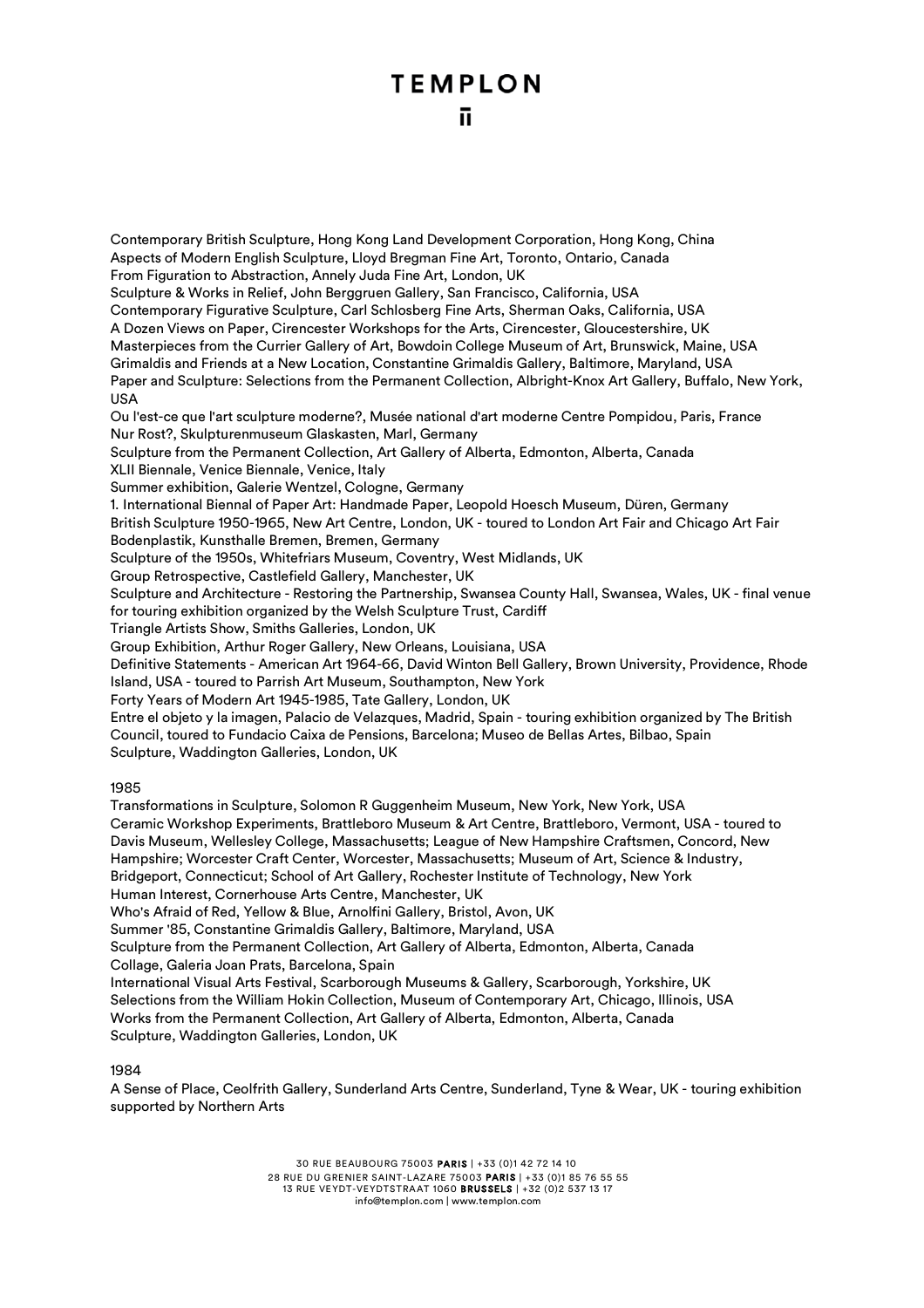Contemporary British Sculpture, Hong Kong Land Development Corporation, Hong Kong, China
Aspects of Modern English Sculpture, Lloyd Bregman Fine Art, Toronto, Ontario, Canada
From Figuration to Abstraction, Annely Juda Fine Art, London, UK
Sculpture & Works in Relief, John Berggruen Gallery, San Francisco, California, USA
Contemporary Figurative Sculpture, Carl Schlosberg Fine Arts, Sherman Oaks, California, USA
A Dozen Views on Paper, Cirencester Workshops for the Arts, Cirencester, Gloucestershire, UK
Masterpieces from the Currier Gallery of Art, Bowdoin College Museum of Art, Brunswick, Maine, USA
Grimaldis and Friends at a New Location, Constantine Grimaldis Gallery, Baltimore, Maryland, USA
Paper and Sculpture: Selections from the Permanent Collection, Albright-Knox Art Gallery, Buffalo, New York, USA
Ou l'est-ce que l'art sculpture moderne?, Musée national d'art moderne Centre Pompidou, Paris, France
Nur Rost?, Skulpturenmuseum Glaskasten, Marl, Germany
Sculpture from the Permanent Collection, Art Gallery of Alberta, Edmonton, Alberta, Canada
XLII Biennale, Venice Biennale, Venice, Italy
Summer exhibition, Galerie Wentzel, Cologne, Germany
1. International Biennal of Paper Art: Handmade Paper, Leopold Hoesch Museum, Düren, Germany
British Sculpture 1950-1965, New Art Centre, London, UK - toured to London Art Fair and Chicago Art Fair
Bodenplastik, Kunsthalle Bremen, Bremen, Germany
Sculpture of the 1950s, Whitefriars Museum, Coventry, West Midlands, UK
Group Retrospective, Castlefield Gallery, Manchester, UK
Sculpture and Architecture - Restoring the Partnership, Swansea County Hall, Swansea, Wales, UK - final venue for touring exhibition organized by the Welsh Sculpture Trust, Cardiff
Triangle Artists Show, Smiths Galleries, London, UK
Group Exhibition, Arthur Roger Gallery, New Orleans, Louisiana, USA
Definitive Statements - American Art 1964-66, David Winton Bell Gallery, Brown University, Providence, Rhode Island, USA - toured to Parrish Art Museum, Southampton, New York
Forty Years of Modern Art 1945-1985, Tate Gallery, London, UK
Entre el objeto y la imagen, Palacio de Velazques, Madrid, Spain - touring exhibition organized by The British Council, toured to Fundacio Caixa de Pensions, Barcelona; Museo de Bellas Artes, Bilbao, Spain
Sculpture, Waddington Galleries, London, UK

1985

Transformations in Sculpture, Solomon R Guggenheim Museum, New York, New York, USA
Ceramic Workshop Experiments, Brattleboro Museum & Art Centre, Brattleboro, Vermont, USA - toured to Davis Museum, Wellesley College, Massachusetts; League of New Hampshire Craftsmen, Concord, New Hampshire; Worcester Craft Center, Worcester, Massachusetts; Museum of Art, Science & Industry, Bridgeport, Connecticut; School of Art Gallery, Rochester Institute of Technology, New York
Human Interest, Cornerhouse Arts Centre, Manchester, UK
Who's Afraid of Red, Yellow & Blue, Arnolfini Gallery, Bristol, Avon, UK
Summer '85, Constantine Grimaldis Gallery, Baltimore, Maryland, USA
Sculpture from the Permanent Collection, Art Gallery of Alberta, Edmonton, Alberta, Canada
Collage, Galeria Joan Prats, Barcelona, Spain
International Visual Arts Festival, Scarborough Museums & Gallery, Scarborough, Yorkshire, UK
Selections from the William Hokin Collection, Museum of Contemporary Art, Chicago, Illinois, USA
Works from the Permanent Collection, Art Gallery of Alberta, Edmonton, Alberta, Canada
Sculpture, Waddington Galleries, London, UK

1984

A Sense of Place, Ceolfrith Gallery, Sunderland Arts Centre, Sunderland, Tyne & Wear, UK - touring exhibition supported by Northern Arts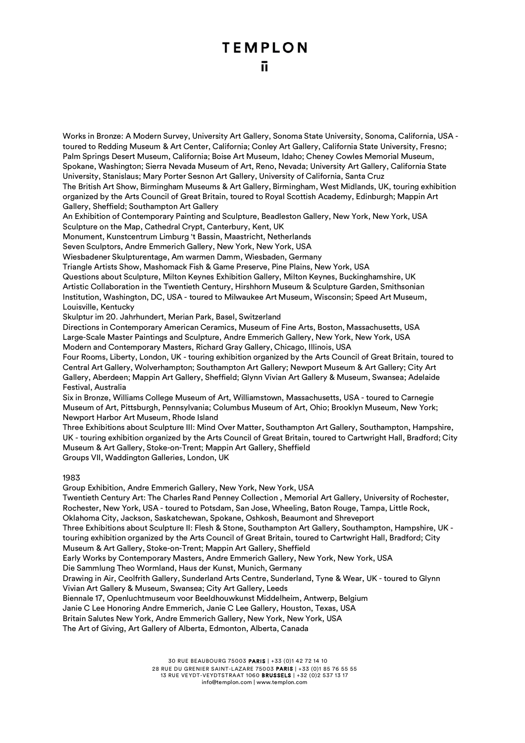Works in Bronze: A Modern Survey, University Art Gallery, Sonoma State University, Sonoma, California, USA - toured to Redding Museum & Art Center, California; Conley Art Gallery, California State University, Fresno; Palm Springs Desert Museum, California; Boise Art Museum, Idaho; Cheney Cowles Memorial Museum, Spokane, Washington; Sierra Nevada Museum of Art, Reno, Nevada; University Art Gallery, California State University, Stanislaus; Mary Porter Sesnon Art Gallery, University of California, Santa Cruz

The British Art Show, Birmingham Museums & Art Gallery, Birmingham, West Midlands, UK, touring exhibition organized by the Arts Council of Great Britain, toured to Royal Scottish Academy, Edinburgh; Mappin Art Gallery, Sheffield; Southampton Art Gallery

An Exhibition of Contemporary Painting and Sculpture, Beadleston Gallery, New York, New York, USA

Sculpture on the Map, Cathedral Crypt, Canterbury, Kent, UK

Monument, Kunstcentrum Limburg 't Bassin, Maastricht, Netherlands

Seven Sculptors, Andre Emmerich Gallery, New York, New York, USA

Wiesbadener Skulpturentage, Am warmen Damm, Wiesbaden, Germany

Triangle Artists Show, Mashomack Fish & Game Preserve, Pine Plains, New York, USA

Questions about Sculpture, Milton Keynes Exhibition Gallery, Milton Keynes, Buckinghamshire, UK

Artistic Collaboration in the Twentieth Century, Hirshhorn Museum & Sculpture Garden, Smithsonian Institution, Washington, DC, USA - toured to Milwaukee Art Museum, Wisconsin; Speed Art Museum, Louisville, Kentucky

Skulptur im 20. Jahrhundert, Merian Park, Basel, Switzerland

Directions in Contemporary American Ceramics, Museum of Fine Arts, Boston, Massachusetts, USA

Large-Scale Master Paintings and Sculpture, Andre Emmerich Gallery, New York, New York, USA

Modern and Contemporary Masters, Richard Gray Gallery, Chicago, Illinois, USA

Four Rooms, Liberty, London, UK - touring exhibition organized by the Arts Council of Great Britain, toured to Central Art Gallery, Wolverhampton; Southampton Art Gallery; Newport Museum & Art Gallery; City Art Gallery, Aberdeen; Mappin Art Gallery, Sheffield; Glynn Vivian Art Gallery & Museum, Swansea; Adelaide Festival, Australia

Six in Bronze, Williams College Museum of Art, Williamstown, Massachusetts, USA - toured to Carnegie Museum of Art, Pittsburgh, Pennsylvania; Columbus Museum of Art, Ohio; Brooklyn Museum, New York; Newport Harbor Art Museum, Rhode Island

Three Exhibitions about Sculpture III: Mind Over Matter, Southampton Art Gallery, Southampton, Hampshire, UK - touring exhibition organized by the Arts Council of Great Britain, toured to Cartwright Hall, Bradford; City Museum & Art Gallery, Stoke-on-Trent; Mappin Art Gallery, Sheffield

Groups VII, Waddington Galleries, London, UK

1983

Group Exhibition, Andre Emmerich Gallery, New York, New York, USA

Twentieth Century Art: The Charles Rand Penney Collection , Memorial Art Gallery, University of Rochester, Rochester, New York, USA - toured to Potsdam, San Jose, Wheeling, Baton Rouge, Tampa, Little Rock, Oklahoma City, Jackson, Saskatchewan, Spokane, Oshkosh, Beaumont and Shreveport

Three Exhibitions about Sculpture II: Flesh & Stone, Southampton Art Gallery, Southampton, Hampshire, UK - touring exhibition organized by the Arts Council of Great Britain, toured to Cartwright Hall, Bradford; City Museum & Art Gallery, Stoke-on-Trent; Mappin Art Gallery, Sheffield

Early Works by Contemporary Masters, Andre Emmerich Gallery, New York, New York, USA

Die Sammlung Theo Wormland, Haus der Kunst, Munich, Germany

Drawing in Air, Ceolfrith Gallery, Sunderland Arts Centre, Sunderland, Tyne & Wear, UK - toured to Glynn Vivian Art Gallery & Museum, Swansea; City Art Gallery, Leeds

Biennale 17, Openluchtmuseum voor Beeldhouwkunst Middelheim, Antwerp, Belgium

Janie C Lee Honoring Andre Emmerich, Janie C Lee Gallery, Houston, Texas, USA

Britain Salutes New York, Andre Emmerich Gallery, New York, New York, USA

The Art of Giving, Art Gallery of Alberta, Edmonton, Alberta, Canada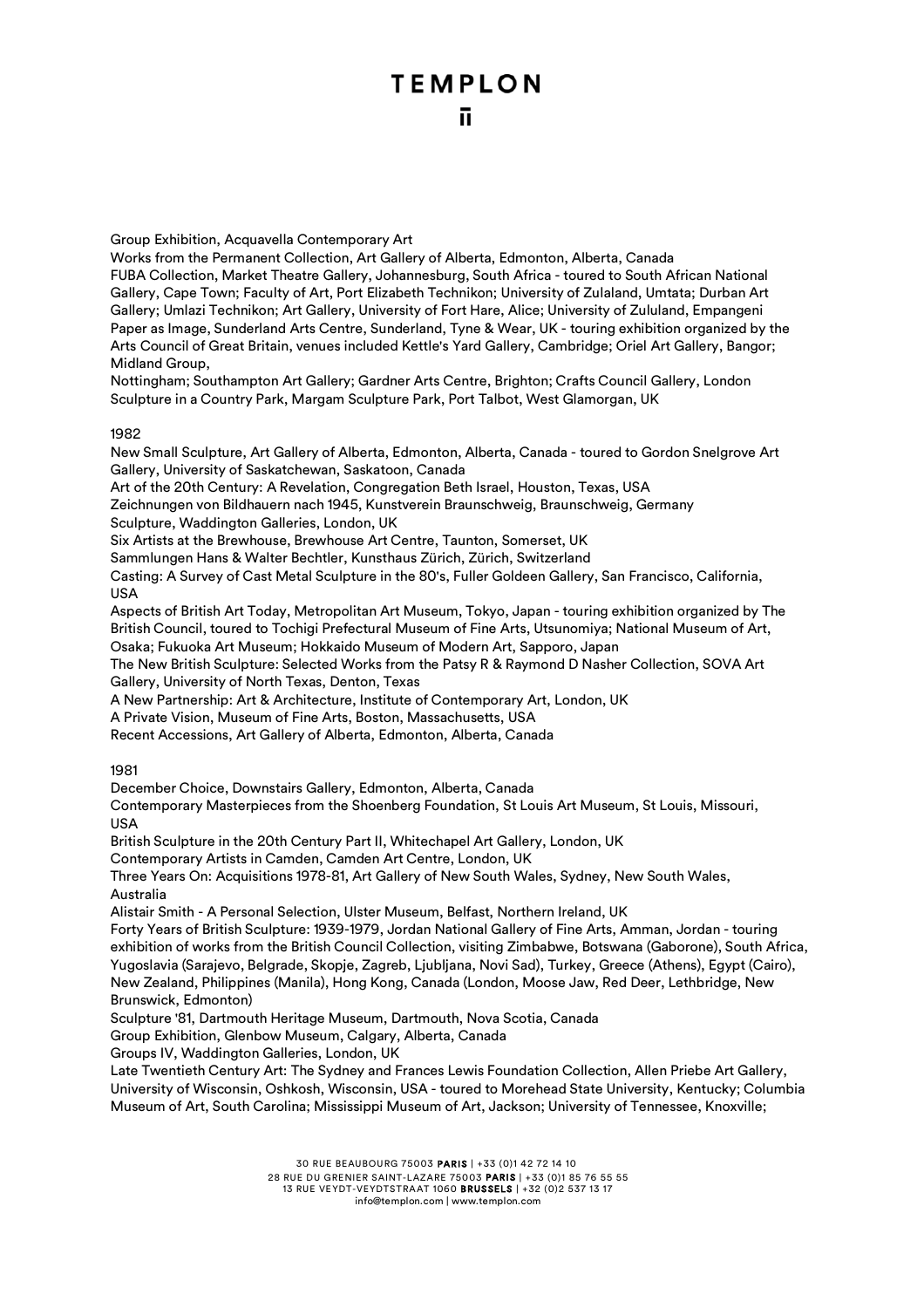Group Exhibition, Acquavella Contemporary Art

Works from the Permanent Collection, Art Gallery of Alberta, Edmonton, Alberta, Canada

FUBA Collection, Market Theatre Gallery, Johannesburg, South Africa - toured to South African National Gallery, Cape Town; Faculty of Art, Port Elizabeth Technikon; University of Zulaland, Umtata; Durban Art Gallery; Umlazi Technikon; Art Gallery, University of Fort Hare, Alice; University of Zululand, Empangeni

Paper as Image, Sunderland Arts Centre, Sunderland, Tyne & Wear, UK - touring exhibition organized by the Arts Council of Great Britain, venues included Kettle's Yard Gallery, Cambridge; Oriel Art Gallery, Bangor; Midland Group,
Nottingham; Southampton Art Gallery; Gardner Arts Centre, Brighton; Crafts Council Gallery, London

Sculpture in a Country Park, Margam Sculpture Park, Port Talbot, West Glamorgan, UK

1982

New Small Sculpture, Art Gallery of Alberta, Edmonton, Alberta, Canada - toured to Gordon Snelgrove Art Gallery, University of Saskatchewan, Saskatoon, Canada

Art of the 20th Century: A Revelation, Congregation Beth Israel, Houston, Texas, USA

Zeichnungen von Bildhauern nach 1945, Kunstverein Braunschweig, Braunschweig, Germany

Sculpture, Waddington Galleries, London, UK

Six Artists at the Brewhouse, Brewhouse Art Centre, Taunton, Somerset, UK

Sammlungen Hans & Walter Bechtler, Kunsthaus Zürich, Zürich, Switzerland

Casting: A Survey of Cast Metal Sculpture in the 80's, Fuller Goldeen Gallery, San Francisco, California, USA

Aspects of British Art Today, Metropolitan Art Museum, Tokyo, Japan - touring exhibition organized by The British Council, toured to Tochigi Prefectural Museum of Fine Arts, Utsunomiya; National Museum of Art, Osaka; Fukuoka Art Museum; Hokkaido Museum of Modern Art, Sapporo, Japan

The New British Sculpture: Selected Works from the Patsy R & Raymond D Nasher Collection, SOVA Art Gallery, University of North Texas, Denton, Texas

A New Partnership: Art & Architecture, Institute of Contemporary Art, London, UK

A Private Vision, Museum of Fine Arts, Boston, Massachusetts, USA

Recent Accessions, Art Gallery of Alberta, Edmonton, Alberta, Canada

1981

December Choice, Downstairs Gallery, Edmonton, Alberta, Canada

Contemporary Masterpieces from the Shoenberg Foundation, St Louis Art Museum, St Louis, Missouri, USA

British Sculpture in the 20th Century Part II, Whitechapel Art Gallery, London, UK

Contemporary Artists in Camden, Camden Art Centre, London, UK

Three Years On: Acquisitions 1978-81, Art Gallery of New South Wales, Sydney, New South Wales, Australia

Alistair Smith - A Personal Selection, Ulster Museum, Belfast, Northern Ireland, UK

Forty Years of British Sculpture: 1939-1979, Jordan National Gallery of Fine Arts, Amman, Jordan - touring exhibition of works from the British Council Collection, visiting Zimbabwe, Botswana (Gaborone), South Africa, Yugoslavia (Sarajevo, Belgrade, Skopje, Zagreb, Ljubljana, Novi Sad), Turkey, Greece (Athens), Egypt (Cairo), New Zealand, Philippines (Manila), Hong Kong, Canada (London, Moose Jaw, Red Deer, Lethbridge, New Brunswick, Edmonton)

Sculpture '81, Dartmouth Heritage Museum, Dartmouth, Nova Scotia, Canada

Group Exhibition, Glenbow Museum, Calgary, Alberta, Canada

Groups IV, Waddington Galleries, London, UK

Late Twentieth Century Art: The Sydney and Frances Lewis Foundation Collection, Allen Priebe Art Gallery, University of Wisconsin, Oshkosh, Wisconsin, USA - toured to Morehead State University, Kentucky; Columbia Museum of Art, South Carolina; Mississippi Museum of Art, Jackson; University of Tennessee, Knoxville;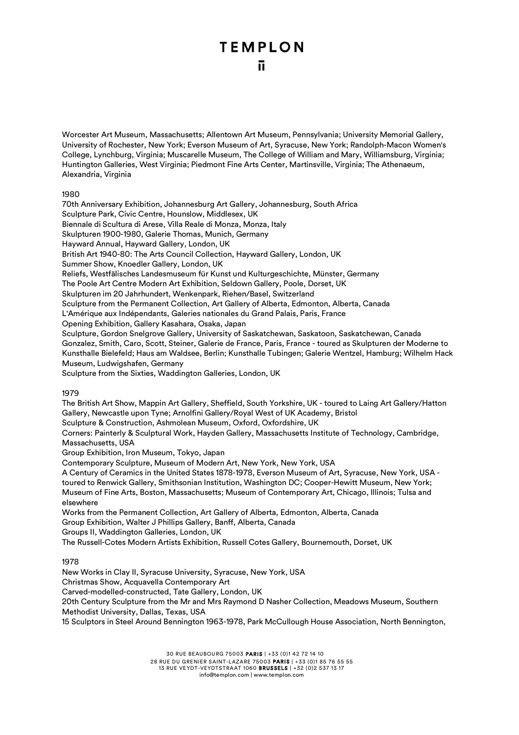Worcester Art Museum, Massachusetts; Allentown Art Museum, Pennsylvania; University Memorial Gallery, University of Rochester, New York; Everson Museum of Art, Syracuse, New York; Randolph-Macon Women's College, Lynchburg, Virginia; Muscarelle Museum, The College of William and Mary, Williamsburg, Virginia; Huntington Galleries, West Virginia; Piedmont Fine Arts Center, Martinsville, Virginia; The Athenaeum, Alexandria, Virginia

1980

70th Anniversary Exhibition, Johannesburg Art Gallery, Johannesburg, South Africa
Sculpture Park, Civic Centre, Hounslow, Middlesex, UK
Biennale di Scultura di Arese, Villa Reale di Monza, Monza, Italy
Skulpturen 1900-1980, Galerie Thomas, Munich, Germany
Hayward Annual, Hayward Gallery, London, UK
British Art 1940-80: The Arts Council Collection, Hayward Gallery, London, UK
Summer Show, Knoedler Gallery, London, UK
Reliefs, Westfälisches Landesmuseum für Kunst und Kulturgeschichte, Münster, Germany
The Poole Art Centre Modern Art Exhibition, Seldown Gallery, Poole, Dorset, UK
Skulpturen im 20 Jahrhundert, Wenkenpark, Riehen/Basel, Switzerland
Sculpture from the Permanent Collection, Art Gallery of Alberta, Edmonton, Alberta, Canada
L'Amérique aux Indépendants, Galeries nationales du Grand Palais, Paris, France
Opening Exhibition, Gallery Kasahara, Osaka, Japan
Sculpture, Gordon Snelgrove Gallery, University of Saskatchewan, Saskatoon, Saskatchewan, Canada
Gonzalez, Smith, Caro, Scott, Steiner, Galerie de France, Paris, France - toured as Skulpturen der Moderne to Kunsthalle Bielefeld; Haus am Waldsee, Berlin; Kunsthalle Tubingen; Galerie Wentzel, Hamburg; Wilhelm Hack Museum, Ludwigshafen, Germany
Sculpture from the Sixties, Waddington Galleries, London, UK

1979

The British Art Show, Mappin Art Gallery, Sheffield, South Yorkshire, UK - toured to Laing Art Gallery/Hatton Gallery, Newcastle upon Tyne; Arnolfini Gallery/Royal West of UK Academy, Bristol
Sculpture & Construction, Ashmolean Museum, Oxford, Oxfordshire, UK
Corners: Painterly & Sculptural Work, Hayden Gallery, Massachusetts Institute of Technology, Cambridge, Massachusetts, USA
Group Exhibition, Iron Museum, Tokyo, Japan
Contemporary Sculpture, Museum of Modern Art, New York, New York, USA
A Century of Ceramics in the United States 1878-1978, Everson Museum of Art, Syracuse, New York, USA - toured to Renwick Gallery, Smithsonian Institution, Washington DC; Cooper-Hewitt Museum, New York; Museum of Fine Arts, Boston, Massachusetts; Museum of Contemporary Art, Chicago, Illinois; Tulsa and elsewhere
Works from the Permanent Collection, Art Gallery of Alberta, Edmonton, Alberta, Canada
Group Exhibition, Walter J Phillips Gallery, Banff, Alberta, Canada
Groups II, Waddington Galleries, London, UK
The Russell-Cotes Modern Artists Exhibition, Russell Cotes Gallery, Bournemouth, Dorset, UK

1978

New Works in Clay II, Syracuse University, Syracuse, New York, USA
Christmas Show, Acquavella Contemporary Art
Carved-modelled-constructed, Tate Gallery, London, UK
20th Century Sculpture from the Mr and Mrs Raymond D Nasher Collection, Meadows Museum, Southern Methodist University, Dallas, Texas, USA
15 Sculptors in Steel Around Bennington 1963-1978, Park McCullough House Association, North Bennington,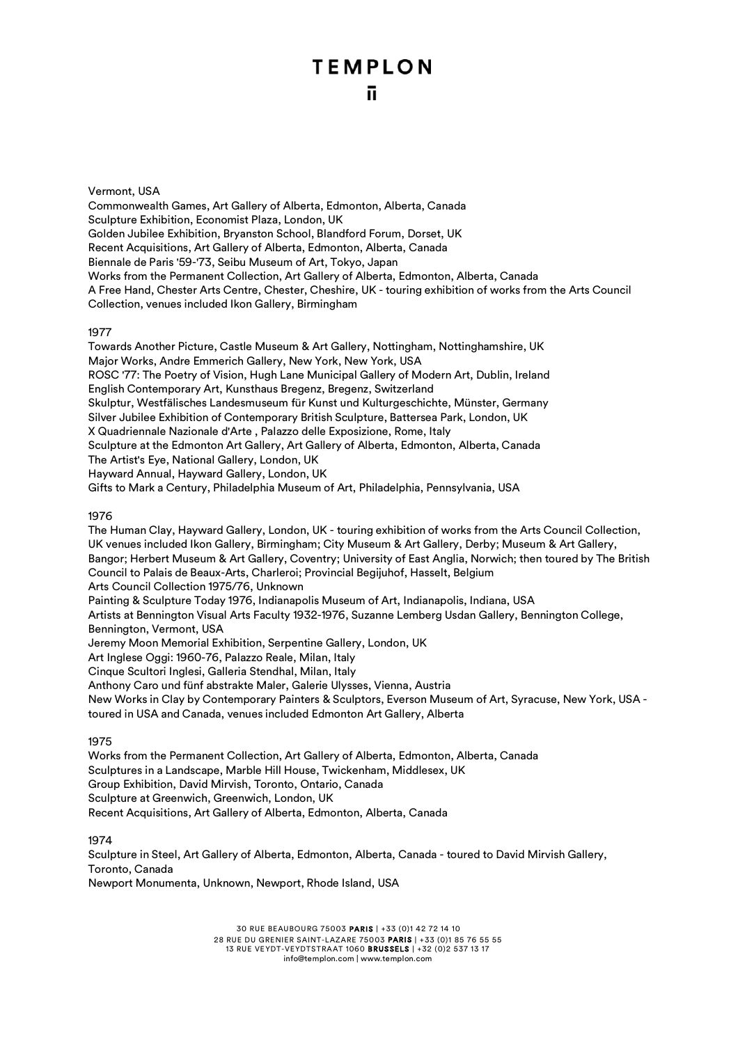Vermont, USA
Commonwealth Games, Art Gallery of Alberta, Edmonton, Alberta, Canada
Sculpture Exhibition, Economist Plaza, London, UK
Golden Jubilee Exhibition, Bryanston School, Blandford Forum, Dorset, UK
Recent Acquisitions, Art Gallery of Alberta, Edmonton, Alberta, Canada
Biennale de Paris '59-'73, Seibu Museum of Art, Tokyo, Japan
Works from the Permanent Collection, Art Gallery of Alberta, Edmonton, Alberta, Canada
A Free Hand, Chester Arts Centre, Chester, Cheshire, UK - touring exhibition of works from the Arts Council Collection, venues included Ikon Gallery, Birmingham

1977

Towards Another Picture, Castle Museum & Art Gallery, Nottingham, Nottinghamshire, UK
Major Works, Andre Emmerich Gallery, New York, New York, USA
ROSC '77: The Poetry of Vision, Hugh Lane Municipal Gallery of Modern Art, Dublin, Ireland
English Contemporary Art, Kunsthaus Bregenz, Bregenz, Switzerland
Skulptur, Westfälisches Landesmuseum für Kunst und Kulturgeschichte, Münster, Germany
Silver Jubilee Exhibition of Contemporary British Sculpture, Battersea Park, London, UK
X Quadriennale Nazionale d'Arte , Palazzo delle Esposizione, Rome, Italy
Sculpture at the Edmonton Art Gallery, Art Gallery of Alberta, Edmonton, Alberta, Canada
The Artist's Eye, National Gallery, London, UK
Hayward Annual, Hayward Gallery, London, UK
Gifts to Mark a Century, Philadelphia Museum of Art, Philadelphia, Pennsylvania, USA

1976

The Human Clay, Hayward Gallery, London, UK - touring exhibition of works from the Arts Council Collection, UK venues included Ikon Gallery, Birmingham; City Museum & Art Gallery, Derby; Museum & Art Gallery, Bangor; Herbert Museum & Art Gallery, Coventry; University of East Anglia, Norwich; then toured by The British Council to Palais de Beaux-Arts, Charleroi; Provincial Begijuhof, Hasselt, Belgium
Arts Council Collection 1975/76, Unknown
Painting & Sculpture Today 1976, Indianapolis Museum of Art, Indianapolis, Indiana, USA
Artists at Bennington Visual Arts Faculty 1932-1976, Suzanne Lemberg Usdan Gallery, Bennington College, Bennington, Vermont, USA
Jeremy Moon Memorial Exhibition, Serpentine Gallery, London, UK
Art Inglese Oggi: 1960-76, Palazzo Reale, Milan, Italy
Cinque Scultori Inglesi, Galleria Stendhal, Milan, Italy
Anthony Caro und fünf abstrakte Maler, Galerie Ulysses, Vienna, Austria
New Works in Clay by Contemporary Painters & Sculptors, Everson Museum of Art, Syracuse, New York, USA - toured in USA and Canada, venues included Edmonton Art Gallery, Alberta

1975

Works from the Permanent Collection, Art Gallery of Alberta, Edmonton, Alberta, Canada
Sculptures in a Landscape, Marble Hill House, Twickenham, Middlesex, UK
Group Exhibition, David Mirvish, Toronto, Ontario, Canada
Sculpture at Greenwich, Greenwich, London, UK
Recent Acquisitions, Art Gallery of Alberta, Edmonton, Alberta, Canada

1974

Sculpture in Steel, Art Gallery of Alberta, Edmonton, Alberta, Canada - toured to David Mirvish Gallery, Toronto, Canada
Newport Monumenta, Unknown, Newport, Rhode Island, USA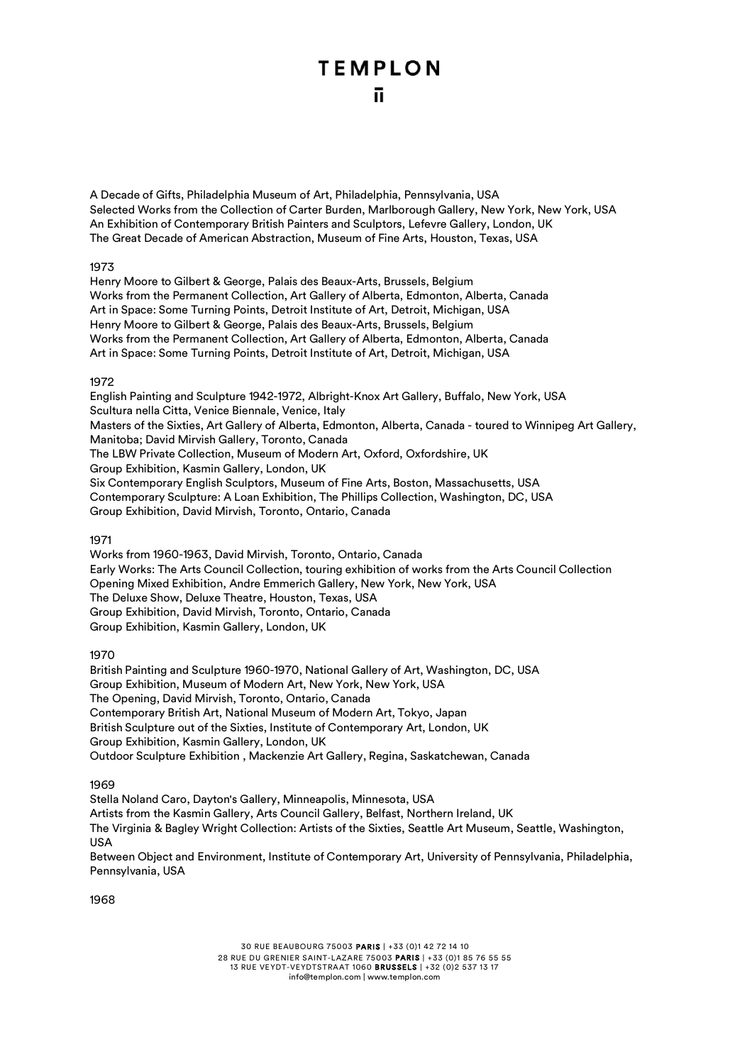A Decade of Gifts, Philadelphia Museum of Art, Philadelphia, Pennsylvania, USA
Selected Works from the Collection of Carter Burden, Marlborough Gallery, New York, New York, USA
An Exhibition of Contemporary British Painters and Sculptors, Lefevre Gallery, London, UK
The Great Decade of American Abstraction, Museum of Fine Arts, Houston, Texas, USA

1973
Henry Moore to Gilbert & George, Palais des Beaux-Arts, Brussels, Belgium
Works from the Permanent Collection, Art Gallery of Alberta, Edmonton, Alberta, Canada
Art in Space: Some Turning Points, Detroit Institute of Art, Detroit, Michigan, USA
Henry Moore to Gilbert & George, Palais des Beaux-Arts, Brussels, Belgium
Works from the Permanent Collection, Art Gallery of Alberta, Edmonton, Alberta, Canada
Art in Space: Some Turning Points, Detroit Institute of Art, Detroit, Michigan, USA

1972
English Painting and Sculpture 1942-1972, Albright-Knox Art Gallery, Buffalo, New York, USA
Scultura nella Citta, Venice Biennale, Venice, Italy
Masters of the Sixties, Art Gallery of Alberta, Edmonton, Alberta, Canada - toured to Winnipeg Art Gallery, Manitoba; David Mirvish Gallery, Toronto, Canada
The LBW Private Collection, Museum of Modern Art, Oxford, Oxfordshire, UK
Group Exhibition, Kasmin Gallery, London, UK
Six Contemporary English Sculptors, Museum of Fine Arts, Boston, Massachusetts, USA
Contemporary Sculpture: A Loan Exhibition, The Phillips Collection, Washington, DC, USA
Group Exhibition, David Mirvish, Toronto, Ontario, Canada

1971
Works from 1960-1963, David Mirvish, Toronto, Ontario, Canada
Early Works: The Arts Council Collection, touring exhibition of works from the Arts Council Collection
Opening Mixed Exhibition, Andre Emmerich Gallery, New York, New York, USA
The Deluxe Show, Deluxe Theatre, Houston, Texas, USA
Group Exhibition, David Mirvish, Toronto, Ontario, Canada
Group Exhibition, Kasmin Gallery, London, UK

1970
British Painting and Sculpture 1960-1970, National Gallery of Art, Washington, DC, USA
Group Exhibition, Museum of Modern Art, New York, New York, USA
The Opening, David Mirvish, Toronto, Ontario, Canada
Contemporary British Art, National Museum of Modern Art, Tokyo, Japan
British Sculpture out of the Sixties, Institute of Contemporary Art, London, UK
Group Exhibition, Kasmin Gallery, London, UK
Outdoor Sculpture Exhibition , Mackenzie Art Gallery, Regina, Saskatchewan, Canada

1969
Stella Noland Caro, Dayton's Gallery, Minneapolis, Minnesota, USA
Artists from the Kasmin Gallery, Arts Council Gallery, Belfast, Northern Ireland, UK
The Virginia & Bagley Wright Collection: Artists of the Sixties, Seattle Art Museum, Seattle, Washington, USA
Between Object and Environment, Institute of Contemporary Art, University of Pennsylvania, Philadelphia, Pennsylvania, USA

1968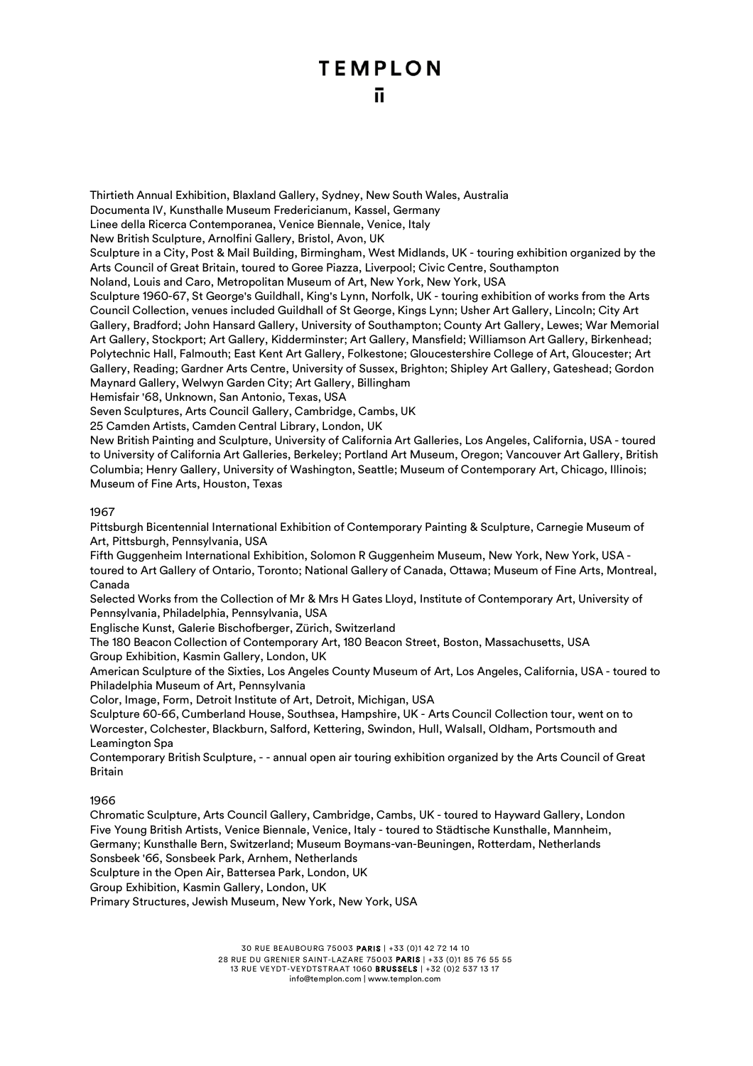Thirtieth Annual Exhibition, Blaxland Gallery, Sydney, New South Wales, Australia
Documenta IV, Kunsthalle Museum Fredericianum, Kassel, Germany
Linee della Ricerca Contemporanea, Venice Biennale, Venice, Italy
New British Sculpture, Arnolfini Gallery, Bristol, Avon, UK
Sculpture in a City, Post & Mail Building, Birmingham, West Midlands, UK - touring exhibition organized by the Arts Council of Great Britain, toured to Goree Piazza, Liverpool; Civic Centre, Southampton
Noland, Louis and Caro, Metropolitan Museum of Art, New York, New York, USA
Sculpture 1960-67, St George's Guildhall, King's Lynn, Norfolk, UK - touring exhibition of works from the Arts Council Collection, venues included Guildhall of St George, Kings Lynn; Usher Art Gallery, Lincoln; City Art Gallery, Bradford; John Hansard Gallery, University of Southampton; County Art Gallery, Lewes; War Memorial Art Gallery, Stockport; Art Gallery, Kidderminster; Art Gallery, Mansfield; Williamson Art Gallery, Birkenhead; Polytechnic Hall, Falmouth; East Kent Art Gallery, Folkestone; Gloucestershire College of Art, Gloucester; Art Gallery, Reading; Gardner Arts Centre, University of Sussex, Brighton; Shipley Art Gallery, Gateshead; Gordon Maynard Gallery, Welwyn Garden City; Art Gallery, Billingham
Hemisfair '68, Unknown, San Antonio, Texas, USA
Seven Sculptures, Arts Council Gallery, Cambridge, Cambs, UK
25 Camden Artists, Camden Central Library, London, UK
New British Painting and Sculpture, University of California Art Galleries, Los Angeles, California, USA - toured to University of California Art Galleries, Berkeley; Portland Art Museum, Oregon; Vancouver Art Gallery, British Columbia; Henry Gallery, University of Washington, Seattle; Museum of Contemporary Art, Chicago, Illinois; Museum of Fine Arts, Houston, Texas

1967

Pittsburgh Bicentennial International Exhibition of Contemporary Painting & Sculpture, Carnegie Museum of Art, Pittsburgh, Pennsylvania, USA
Fifth Guggenheim International Exhibition, Solomon R Guggenheim Museum, New York, New York, USA - toured to Art Gallery of Ontario, Toronto; National Gallery of Canada, Ottawa; Museum of Fine Arts, Montreal, Canada
Selected Works from the Collection of Mr & Mrs H Gates Lloyd, Institute of Contemporary Art, University of Pennsylvania, Philadelphia, Pennsylvania, USA
Englische Kunst, Galerie Bischofberger, Zürich, Switzerland
The 180 Beacon Collection of Contemporary Art, 180 Beacon Street, Boston, Massachusetts, USA
Group Exhibition, Kasmin Gallery, London, UK
American Sculpture of the Sixties, Los Angeles County Museum of Art, Los Angeles, California, USA - toured to Philadelphia Museum of Art, Pennsylvania
Color, Image, Form, Detroit Institute of Art, Detroit, Michigan, USA
Sculpture 60-66, Cumberland House, Southsea, Hampshire, UK - Arts Council Collection tour, went on to Worcester, Colchester, Blackburn, Salford, Kettering, Swindon, Hull, Walsall, Oldham, Portsmouth and Leamington Spa
Contemporary British Sculpture, - - annual open air touring exhibition organized by the Arts Council of Great Britain

1966

Chromatic Sculpture, Arts Council Gallery, Cambridge, Cambs, UK - toured to Hayward Gallery, London
Five Young British Artists, Venice Biennale, Venice, Italy - toured to Städtische Kunsthalle, Mannheim, Germany; Kunsthalle Bern, Switzerland; Museum Boymans-van-Beuningen, Rotterdam, Netherlands
Sonsbeek '66, Sonsbeek Park, Arnhem, Netherlands
Sculpture in the Open Air, Battersea Park, London, UK
Group Exhibition, Kasmin Gallery, London, UK
Primary Structures, Jewish Museum, New York, New York, USA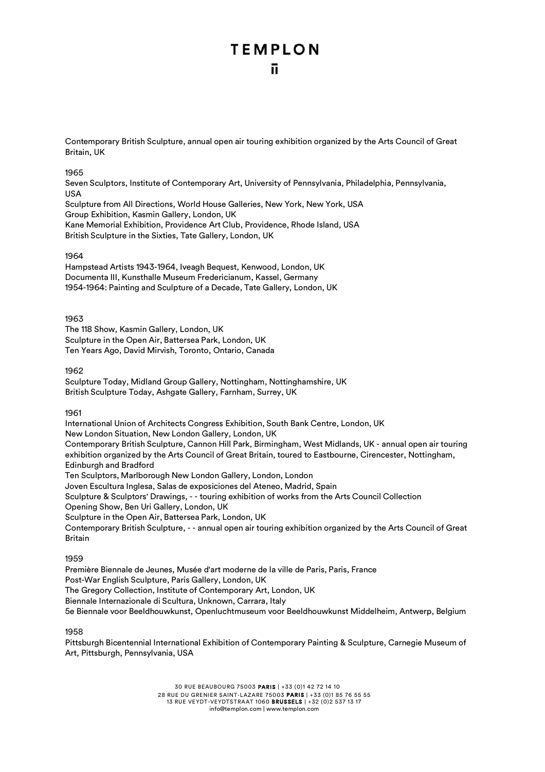Contemporary British Sculpture, annual open air touring exhibition organized by the Arts Council of Great Britain, UK

1965

Seven Sculptors, Institute of Contemporary Art, University of Pennsylvania, Philadelphia, Pennsylvania, USA
Sculpture from All Directions, World House Galleries, New York, New York, USA
Group Exhibition, Kasmin Gallery, London, UK
Kane Memorial Exhibition, Providence Art Club, Providence, Rhode Island, USA
British Sculpture in the Sixties, Tate Gallery, London, UK

1964

Hampstead Artists 1943-1964, Iveagh Bequest, Kenwood, London, UK
Documenta III, Kunsthalle Museum Fredericianum, Kassel, Germany
1954-1964: Painting and Sculpture of a Decade, Tate Gallery, London, UK

1963

The 118 Show, Kasmin Gallery, London, UK
Sculpture in the Open Air, Battersea Park, London, UK
Ten Years Ago, David Mirvish, Toronto, Ontario, Canada

1962

Sculpture Today, Midland Group Gallery, Nottingham, Nottinghamshire, UK
British Sculpture Today, Ashgate Gallery, Farnham, Surrey, UK

1961

International Union of Architects Congress Exhibition, South Bank Centre, London, UK
New London Situation, New London Gallery, London, UK
Contemporary British Sculpture, Cannon Hill Park, Birmingham, West Midlands, UK - annual open air touring exhibition organized by the Arts Council of Great Britain, toured to Eastbourne, Cirencester, Nottingham, Edinburgh and Bradford
Ten Sculptors, Marlborough New London Gallery, London, London
Joven Escultura Inglesa, Salas de exposiciones del Ateneo, Madrid, Spain
Sculpture & Sculptors' Drawings, - - touring exhibition of works from the Arts Council Collection
Opening Show, Ben Uri Gallery, London, UK
Sculpture in the Open Air, Battersea Park, London, UK
Contemporary British Sculpture, - - annual open air touring exhibition organized by the Arts Council of Great Britain

1959

Première Biennale de Jeunes, Musée d'art moderne de la ville de Paris, Paris, France
Post-War English Sculpture, Paris Gallery, London, UK
The Gregory Collection, Institute of Contemporary Art, London, UK
Biennale Internazionale di Scultura, Unknown, Carrara, Italy
5e Biennale voor Beeldhouwkunst, Openluchtmuseum voor Beeldhouwkunst Middelheim, Antwerp, Belgium

1958

Pittsburgh Bicentennial International Exhibition of Contemporary Painting & Sculpture, Carnegie Museum of Art, Pittsburgh, Pennsylvania, USA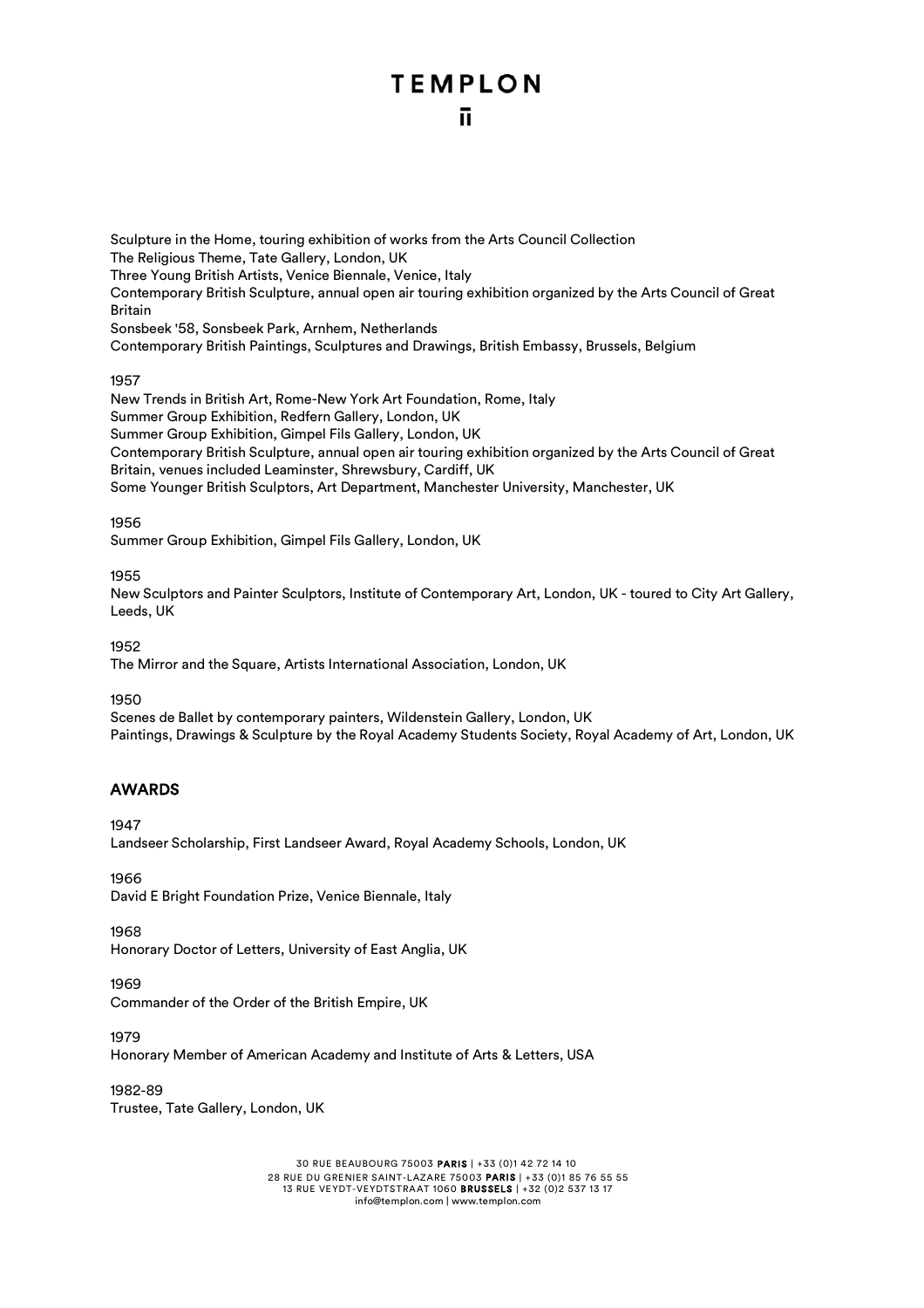Sculpture in the Home, touring exhibition of works from the Arts Council Collection
The Religious Theme, Tate Gallery, London, UK
Three Young British Artists, Venice Biennale, Venice, Italy
Contemporary British Sculpture, annual open air touring exhibition organized by the Arts Council of Great Britain
Sonsbeek '58, Sonsbeek Park, Arnhem, Netherlands
Contemporary British Paintings, Sculptures and Drawings, British Embassy, Brussels, Belgium

1957
New Trends in British Art, Rome-New York Art Foundation, Rome, Italy
Summer Group Exhibition, Redfern Gallery, London, UK
Summer Group Exhibition, Gimpel Fils Gallery, London, UK
Contemporary British Sculpture, annual open air touring exhibition organized by the Arts Council of Great Britain, venues included Leaminster, Shrewsbury, Cardiff, UK
Some Younger British Sculptors, Art Department, Manchester University, Manchester, UK

1956
Summer Group Exhibition, Gimpel Fils Gallery, London, UK

1955
New Sculptors and Painter Sculptors, Institute of Contemporary Art, London, UK - toured to City Art Gallery, Leeds, UK

1952
The Mirror and the Square, Artists International Association, London, UK

1950
Scenes de Ballet by contemporary painters, Wildenstein Gallery, London, UK
Paintings, Drawings & Sculpture by the Royal Academy Students Society, Royal Academy of Art, London, UK

## AWARDS

1947
Landseer Scholarship, First Landseer Award, Royal Academy Schools, London, UK

1966
David E Bright Foundation Prize, Venice Biennale, Italy

1968
Honorary Doctor of Letters, University of East Anglia, UK

1969
Commander of the Order of the British Empire, UK

1979
Honorary Member of American Academy and Institute of Arts & Letters, USA

1982-89
Trustee, Tate Gallery, London, UK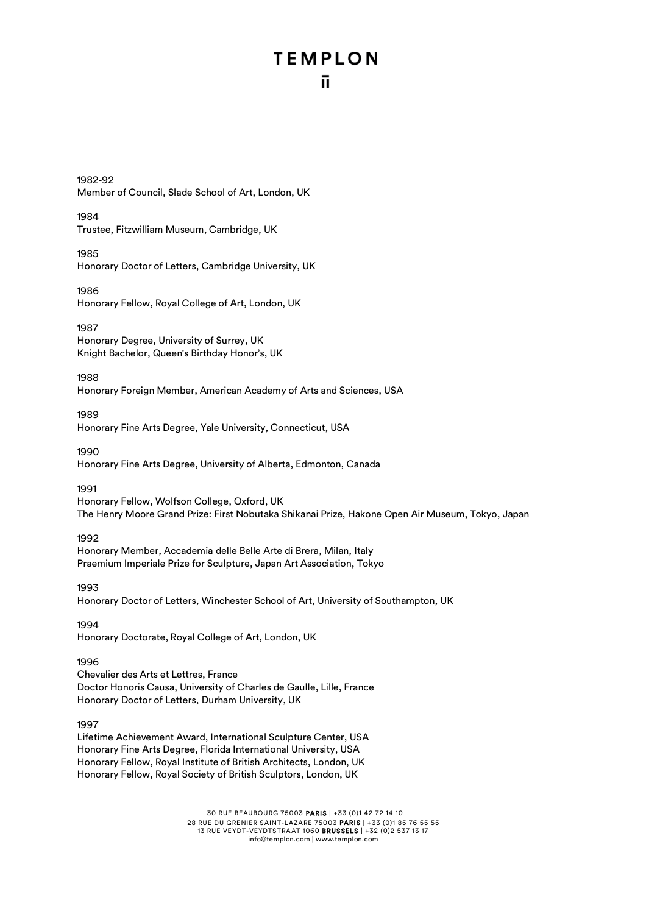1982-92
Member of Council, Slade School of Art, London, UK

1984
Trustee, Fitzwilliam Museum, Cambridge, UK

1985
Honorary Doctor of Letters, Cambridge University, UK

1986
Honorary Fellow, Royal College of Art, London, UK

1987
Honorary Degree, University of Surrey, UK
Knight Bachelor, Queen's Birthday Honor's, UK

1988
Honorary Foreign Member, American Academy of Arts and Sciences, USA

1989
Honorary Fine Arts Degree, Yale University, Connecticut, USA

1990
Honorary Fine Arts Degree, University of Alberta, Edmonton, Canada

1991
Honorary Fellow, Wolfson College, Oxford, UK
The Henry Moore Grand Prize: First Nobutaka Shikanai Prize, Hakone Open Air Museum, Tokyo, Japan

1992
Honorary Member, Accademia delle Belle Arte di Brera, Milan, Italy
Praemium Imperiale Prize for Sculpture, Japan Art Association, Tokyo

1993
Honorary Doctor of Letters, Winchester School of Art, University of Southampton, UK

1994
Honorary Doctorate, Royal College of Art, London, UK

1996
Chevalier des Arts et Lettres, France
Doctor Honoris Causa, University of Charles de Gaulle, Lille, France
Honorary Doctor of Letters, Durham University, UK

1997
Lifetime Achievement Award, International Sculpture Center, USA
Honorary Fine Arts Degree, Florida International University, USA
Honorary Fellow, Royal Institute of British Architects, London, UK
Honorary Fellow, Royal Society of British Sculptors, London, UK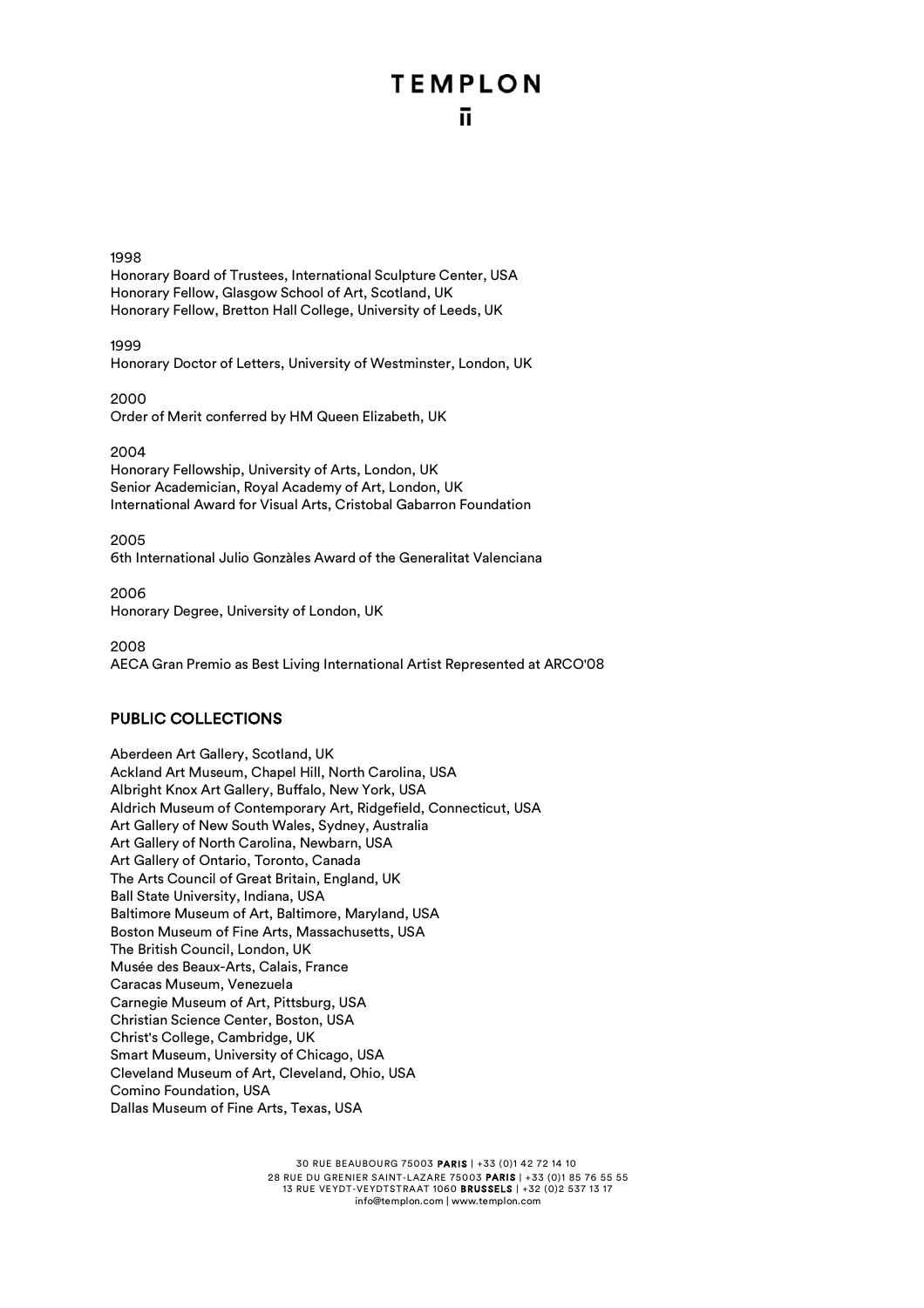1998

Honorary Board of Trustees, International Sculpture Center, USA
Honorary Fellow, Glasgow School of Art, Scotland, UK
Honorary Fellow, Bretton Hall College, University of Leeds, UK

1999

Honorary Doctor of Letters, University of Westminster, London, UK

2000

Order of Merit conferred by HM Queen Elizabeth, UK

2004

Honorary Fellowship, University of Arts, London, UK
Senior Academician, Royal Academy of Art, London, UK
International Award for Visual Arts, Cristobal Gabarron Foundation

2005

6th International Julio Gonzàles Award of the Generalitat Valenciana

2006

Honorary Degree, University of London, UK

2008

AECA Gran Premio as Best Living International Artist Represented at ARCO'08

## PUBLIC COLLECTIONS

Aberdeen Art Gallery, Scotland, UK
Ackland Art Museum, Chapel Hill, North Carolina, USA
Albright Knox Art Gallery, Buffalo, New York, USA
Aldrich Museum of Contemporary Art, Ridgefield, Connecticut, USA
Art Gallery of New South Wales, Sydney, Australia
Art Gallery of North Carolina, Newbarn, USA
Art Gallery of Ontario, Toronto, Canada
The Arts Council of Great Britain, England, UK
Ball State University, Indiana, USA
Baltimore Museum of Art, Baltimore, Maryland, USA
Boston Museum of Fine Arts, Massachusetts, USA
The British Council, London, UK
Musée des Beaux-Arts, Calais, France
Caracas Museum, Venezuela
Carnegie Museum of Art, Pittsburg, USA
Christian Science Center, Boston, USA
Christ's College, Cambridge, UK
Smart Museum, University of Chicago, USA
Cleveland Museum of Art, Cleveland, Ohio, USA
Comino Foundation, USA
Dallas Museum of Fine Arts, Texas, USA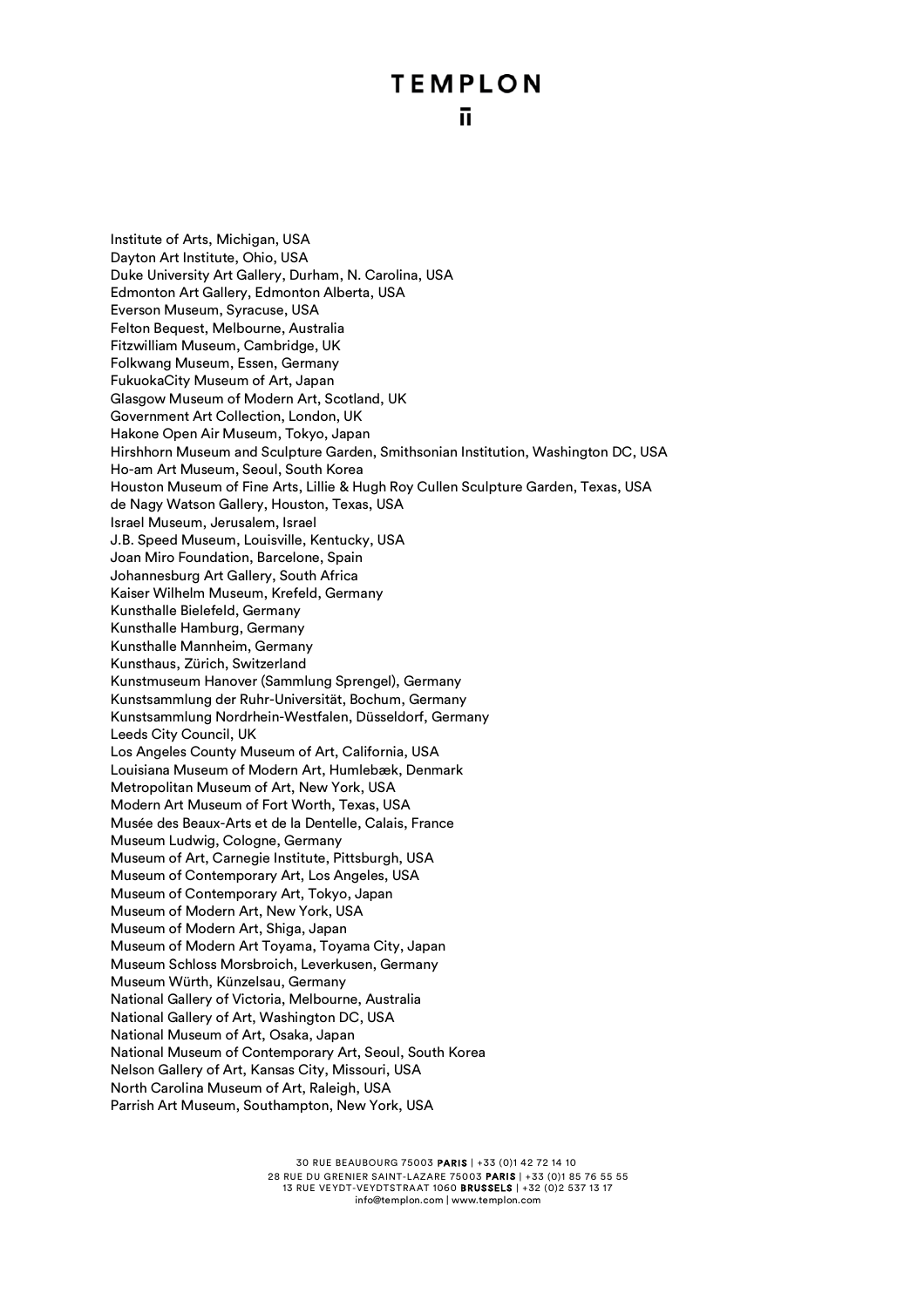Institute of Arts, Michigan, USA
Dayton Art Institute, Ohio, USA
Duke University Art Gallery, Durham, N. Carolina, USA
Edmonton Art Gallery, Edmonton Alberta, USA
Everson Museum, Syracuse, USA
Felton Bequest, Melbourne, Australia
Fitzwilliam Museum, Cambridge, UK
Folkwang Museum, Essen, Germany
FukuokaCity Museum of Art, Japan
Glasgow Museum of Modern Art, Scotland, UK
Government Art Collection, London, UK
Hakone Open Air Museum, Tokyo, Japan
Hirshhorn Museum and Sculpture Garden, Smithsonian Institution, Washington DC, USA
Ho-am Art Museum, Seoul, South Korea
Houston Museum of Fine Arts, Lillie & Hugh Roy Cullen Sculpture Garden, Texas, USA
de Nagy Watson Gallery, Houston, Texas, USA
Israel Museum, Jerusalem, Israel
J.B. Speed Museum, Louisville, Kentucky, USA
Joan Miro Foundation, Barcelone, Spain
Johannesburg Art Gallery, South Africa
Kaiser Wilhelm Museum, Krefeld, Germany
Kunsthalle Bielefeld, Germany
Kunsthalle Hamburg, Germany
Kunsthalle Mannheim, Germany
Kunsthaus, Zürich, Switzerland
Kunstmuseum Hanover (Sammlung Sprengel), Germany
Kunstsammlung der Ruhr-Universität, Bochum, Germany
Kunstsammlung Nordrhein-Westfalen, Düsseldorf, Germany
Leeds City Council, UK
Los Angeles County Museum of Art, California, USA
Louisiana Museum of Modern Art, Humlebæk, Denmark
Metropolitan Museum of Art, New York, USA
Modern Art Museum of Fort Worth, Texas, USA
Musée des Beaux-Arts et de la Dentelle, Calais, France
Museum Ludwig, Cologne, Germany
Museum of Art, Carnegie Institute, Pittsburgh, USA
Museum of Contemporary Art, Los Angeles, USA
Museum of Contemporary Art, Tokyo, Japan
Museum of Modern Art, New York, USA
Museum of Modern Art, Shiga, Japan
Museum of Modern Art Toyama, Toyama City, Japan
Museum Schloss Morsbroich, Leverkusen, Germany
Museum Würth, Künzelsau, Germany
National Gallery of Victoria, Melbourne, Australia
National Gallery of Art, Washington DC, USA
National Museum of Art, Osaka, Japan
National Museum of Contemporary Art, Seoul, South Korea
Nelson Gallery of Art, Kansas City, Missouri, USA
North Carolina Museum of Art, Raleigh, USA
Parrish Art Museum, Southampton, New York, USA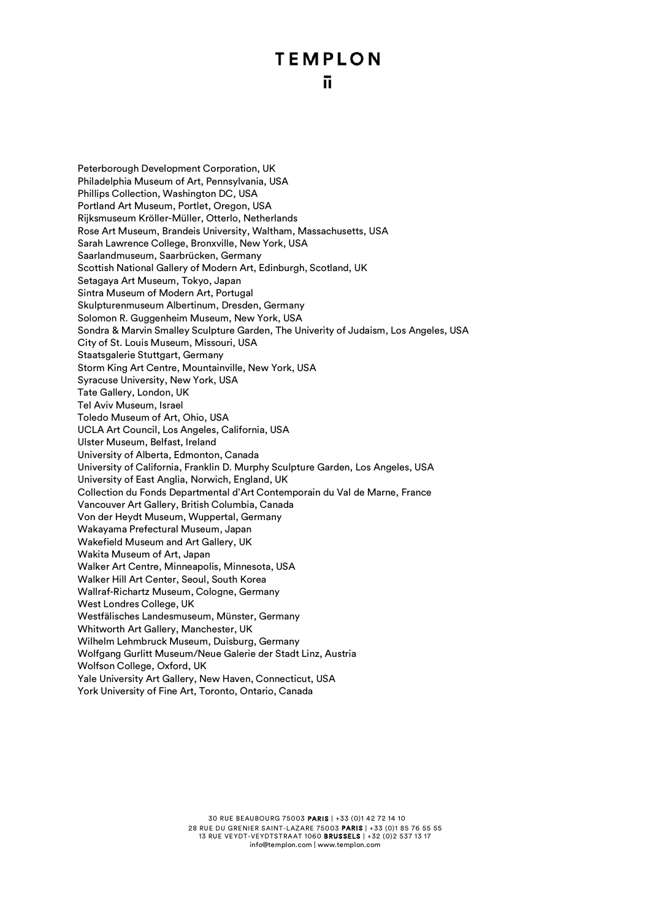Peterborough Development Corporation, UK
Philadelphia Museum of Art, Pennsylvania, USA
Phillips Collection, Washington DC, USA
Portland Art Museum, Portlet, Oregon, USA
Rijksmuseum Kröller-Müller, Otterlo, Netherlands
Rose Art Museum, Brandeis University, Waltham, Massachusetts, USA
Sarah Lawrence College, Bronxville, New York, USA
Saarlandmuseum, Saarbrücken, Germany
Scottish National Gallery of Modern Art, Edinburgh, Scotland, UK
Setagaya Art Museum, Tokyo, Japan
Sintra Museum of Modern Art, Portugal
Skulpturenmuseum Albertinum, Dresden, Germany
Solomon R. Guggenheim Museum, New York, USA
Sondra & Marvin Smalley Sculpture Garden, The Univerity of Judaism, Los Angeles, USA
City of St. Louis Museum, Missouri, USA
Staatsgalerie Stuttgart, Germany
Storm King Art Centre, Mountainville, New York, USA
Syracuse University, New York, USA
Tate Gallery, London, UK
Tel Aviv Museum, Israel
Toledo Museum of Art, Ohio, USA
UCLA Art Council, Los Angeles, California, USA
Ulster Museum, Belfast, Ireland
University of Alberta, Edmonton, Canada
University of California, Franklin D. Murphy Sculpture Garden, Los Angeles, USA
University of East Anglia, Norwich, England, UK
Collection du Fonds Departmental d'Art Contemporain du Val de Marne, France
Vancouver Art Gallery, British Columbia, Canada
Von der Heydt Museum, Wuppertal, Germany
Wakayama Prefectural Museum, Japan
Wakefield Museum and Art Gallery, UK
Wakita Museum of Art, Japan
Walker Art Centre, Minneapolis, Minnesota, USA
Walker Hill Art Center, Seoul, South Korea
Wallraf-Richartz Museum, Cologne, Germany
West Londres College, UK
Westfälisches Landesmuseum, Münster, Germany
Whitworth Art Gallery, Manchester, UK
Wilhelm Lehmbruck Museum, Duisburg, Germany
Wolfgang Gurlitt Museum/Neue Galerie der Stadt Linz, Austria
Wolfson College, Oxford, UK
Yale University Art Gallery, New Haven, Connecticut, USA
York University of Fine Art, Toronto, Ontario, Canada